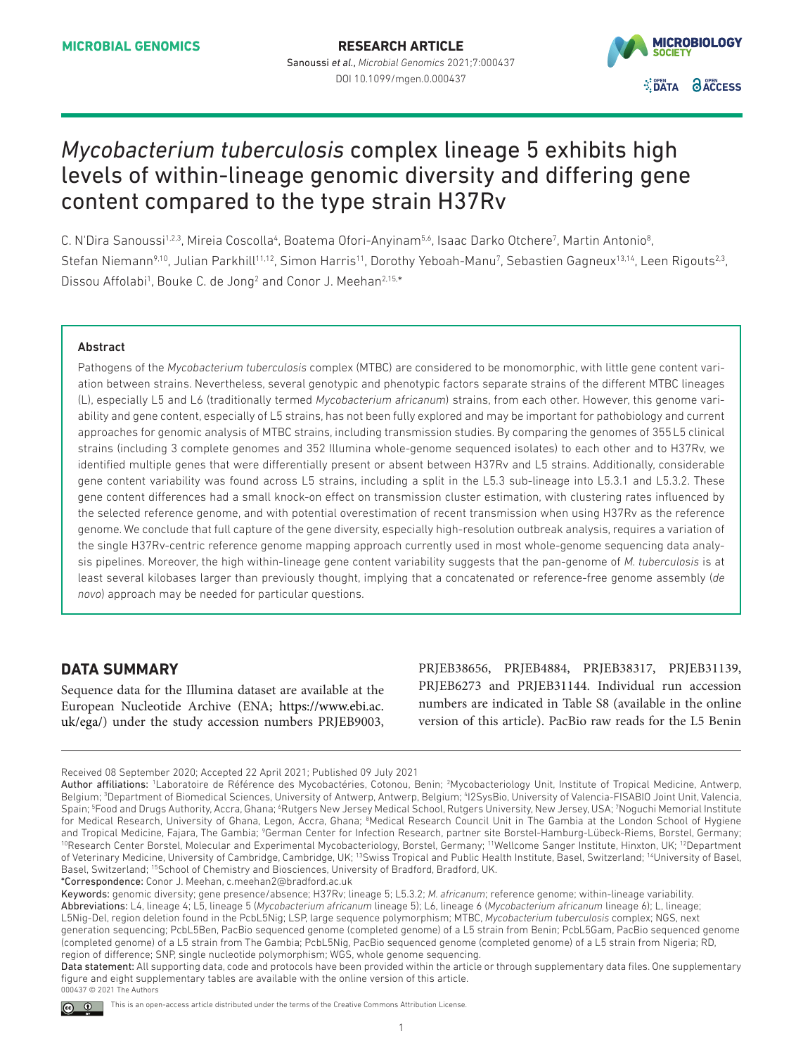# *Mycobacterium tuberculosis* complex lineage 5 exhibits high levels of within-lineage genomic diversity and differing gene content compared to the type strain H37Rv

C. N'Dira Sanoussi[1,2,3], Mireia Coscolla[4], Boatema Ofori-Anyinam[5,6], Isaac Darko Otchere[7], Martin Antonio[8], Stefan Niemann[9,10], Julian Parkhill[11,12], Simon Harris[11], Dorothy Yeboah-Manu[7], Sebastien Gagneux[13,14], Leen Rigouts[2,3], Dissou Affolabi[1], Bouke C. de Jong[2] and Conor J. Meehan[2,15,*]

### Abstract

Pathogens of the *Mycobacterium tuberculosis* complex (MTBC) are considered to be monomorphic, with little gene content variation between strains. Nevertheless, several genotypic and phenotypic factors separate strains of the different MTBC lineages (L), especially L5 and L6 (traditionally termed *Mycobacterium africanum*) strains, from each other. However, this genome variability and gene content, especially of L5 strains, has not been fully explored and may be important for pathobiology and current approaches for genomic analysis of MTBC strains, including transmission studies. By comparing the genomes of 355 L5 clinical strains (including 3 complete genomes and 352 Illumina whole-genome sequenced isolates) to each other and to H37Rv, we identified multiple genes that were differentially present or absent between H37Rv and L5 strains. Additionally, considerable gene content variability was found across L5 strains, including a split in the L5.3 sub-lineage into L5.3.1 and L5.3.2. These gene content differences had a small knock-on effect on transmission cluster estimation, with clustering rates influenced by the selected reference genome, and with potential overestimation of recent transmission when using H37Rv as the reference genome. We conclude that full capture of the gene diversity, especially high-resolution outbreak analysis, requires a variation of the single H37Rv-centric reference genome mapping approach currently used in most whole-genome sequencing data analysis pipelines. Moreover, the high within-lineage gene content variability suggests that the pan-genome of *M. tuberculosis* is at least several kilobases larger than previously thought, implying that a concatenated or reference-free genome assembly (*de novo*) approach may be needed for particular questions.

## DATA SUMMARY

Sequence data for the Illumina dataset are available at the European Nucleotide Archive (ENA; https://www.ebi.ac.uk/ega/) under the study accession numbers PRJEB9003, PRJEB38656, PRJEB4884, PRJEB38317, PRJEB31139, PRJEB6273 and PRJEB31144. Individual run accession numbers are indicated in Table S8 (available in the online version of this article). PacBio raw reads for the L5 Benin

---

Received 08 September 2020; Accepted 22 April 2021; Published 09 July 2021

**Author affiliations:** [1]Laboratoire de Référence des Mycobactéries, Cotonou, Benin; [2]Mycobacteriology Unit, Institute of Tropical Medicine, Antwerp, Belgium; [3]Department of Biomedical Sciences, University of Antwerp, Antwerp, Belgium; [4]I2SysBio, University of Valencia-FISABIO Joint Unit, Valencia, Spain; [5]Food and Drugs Authority, Accra, Ghana; [6]Rutgers New Jersey Medical School, Rutgers University, New Jersey, USA; [7]Noguchi Memorial Institute for Medical Research, University of Ghana, Legon, Accra, Ghana; [8]Medical Research Council Unit in The Gambia at the London School of Hygiene and Tropical Medicine, Fajara, The Gambia; [9]German Center for Infection Research, partner site Borstel-Hamburg-Lübeck-Riems, Borstel, Germany; [10]Research Center Borstel, Molecular and Experimental Mycobacteriology, Borstel, Germany; [11]Wellcome Sanger Institute, Hinxton, UK; [12]Department of Veterinary Medicine, University of Cambridge, Cambridge, UK; [13]Swiss Tropical and Public Health Institute, Basel, Switzerland; [14]University of Basel, Basel, Switzerland; [15]School of Chemistry and Biosciences, University of Bradford, Bradford, UK.

*Correspondence: Conor J. Meehan, c.meehan2@bradford.ac.uk

**Keywords:** genomic diversity; gene presence/absence; H37Rv; lineage 5; L5.3.2; *M. africanum*; reference genome; within-lineage variability.

**Abbreviations:** L4, lineage 4; L5, lineage 5 (*Mycobacterium africanum* lineage 5); L6, lineage 6 (*Mycobacterium africanum* lineage 6); L, lineage; L5Nig-Del, region deletion found in the PcbL5Nig; LSP, large sequence polymorphism; MTBC, *Mycobacterium tuberculosis* complex; NGS, next generation sequencing; PcbL5Ben, PacBio sequenced genome (completed genome) of a L5 strain from Benin; PcbL5Gam, PacBio sequenced genome (completed genome) of a L5 strain from The Gambia; PcbL5Nig, PacBio sequenced genome (completed genome) of a L5 strain from Nigeria; RD, region of difference; SNP, single nucleotide polymorphism; WGS, whole genome sequencing.

**Data statement:** All supporting data, code and protocols have been provided within the article or through supplementary data files. One supplementary figure and eight supplementary tables are available with the online version of this article.

000437 © 2021 The Authors

This is an open-access article distributed under the terms of the Creative Commons Attribution License.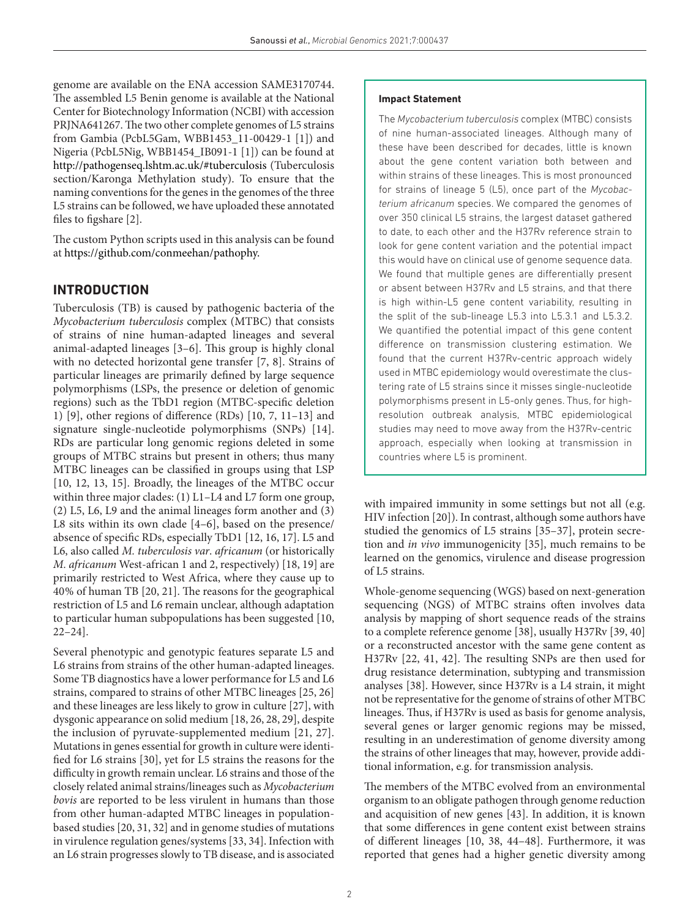genome are available on the ENA accession SAME3170744. The assembled L5 Benin genome is available at the National Center for Biotechnology Information (NCBI) with accession PRJNA641267. The two other complete genomes of L5 strains from Gambia (PcbL5Gam, WBB1453_11-00429-1 [1]) and Nigeria (PcbL5Nig, WBB1454_IB091-1 [1]) can be found at http://pathogenseq.lshtm.ac.uk/#tuberculosis (Tuberculosis section/Karonga Methylation study). To ensure that the naming conventions for the genes in the genomes of the three L5 strains can be followed, we have uploaded these annotated files to figshare [2].

The custom Python scripts used in this analysis can be found at https://github.com/conmeehan/pathophy.

> **Impact Statement**
>
> The *Mycobacterium tuberculosis* complex (MTBC) consists of nine human-associated lineages. Although many of these have been described for decades, little is known about the gene content variation both between and within strains of these lineages. This is most pronounced for strains of lineage 5 (L5), once part of the *Mycobacterium africanum* species. We compared the genomes of over 350 clinical L5 strains, the largest dataset gathered to date, to each other and the H37Rv reference strain to look for gene content variation and the potential impact this would have on clinical use of genome sequence data. We found that multiple genes are differentially present or absent between H37Rv and L5 strains, and that there is high within-L5 gene content variability, resulting in the split of the sub-lineage L5.3 into L5.3.1 and L5.3.2. We quantified the potential impact of this gene content difference on transmission clustering estimation. We found that the current H37Rv-centric approach widely used in MTBC epidemiology would overestimate the clustering rate of L5 strains since it misses single-nucleotide polymorphisms present in L5-only genes. Thus, for high-resolution outbreak analysis, MTBC epidemiological studies may need to move away from the H37Rv-centric approach, especially when looking at transmission in countries where L5 is prominent.

## INTRODUCTION

Tuberculosis (TB) is caused by pathogenic bacteria of the *Mycobacterium tuberculosis* complex (MTBC) that consists of strains of nine human-adapted lineages and several animal-adapted lineages [3–6]. This group is highly clonal with no detected horizontal gene transfer [7, 8]. Strains of particular lineages are primarily defined by large sequence polymorphisms (LSPs, the presence or deletion of genomic regions) such as the TbD1 region (MTBC-specific deletion 1) [9], other regions of difference (RDs) [10, 7, 11–13] and signature single-nucleotide polymorphisms (SNPs) [14]. RDs are particular long genomic regions deleted in some groups of MTBC strains but present in others; thus many MTBC lineages can be classified in groups using that LSP [10, 12, 13, 15]. Broadly, the lineages of the MTBC occur within three major clades: (1) L1–L4 and L7 form one group, (2) L5, L6, L9 and the animal lineages form another and (3) L8 sits within its own clade [4–6], based on the presence/absence of specific RDs, especially TbD1 [12, 16, 17]. L5 and L6, also called *M. tuberculosis var. africanum* (or historically *M. africanum* West-african 1 and 2, respectively) [18, 19] are primarily restricted to West Africa, where they cause up to 40% of human TB [20, 21]. The reasons for the geographical restriction of L5 and L6 remain unclear, although adaptation to particular human subpopulations has been suggested [10, 22–24].

Several phenotypic and genotypic features separate L5 and L6 strains from strains of the other human-adapted lineages. Some TB diagnostics have a lower performance for L5 and L6 strains, compared to strains of other MTBC lineages [25, 26] and these lineages are less likely to grow in culture [27], with dysgonic appearance on solid medium [18, 26, 28, 29], despite the inclusion of pyruvate-supplemented medium [21, 27]. Mutations in genes essential for growth in culture were identified for L6 strains [30], yet for L5 strains the reasons for the difficulty in growth remain unclear. L6 strains and those of the closely related animal strains/lineages such as *Mycobacterium bovis* are reported to be less virulent in humans than those from other human-adapted MTBC lineages in population-based studies [20, 31, 32] and in genome studies of mutations in virulence regulation genes/systems [33, 34]. Infection with an L6 strain progresses slowly to TB disease, and is associated with impaired immunity in some settings but not all (e.g. HIV infection [20]). In contrast, although some authors have studied the genomics of L5 strains [35–37], protein secretion and *in vivo* immunogenicity [35], much remains to be learned on the genomics, virulence and disease progression of L5 strains.

Whole-genome sequencing (WGS) based on next-generation sequencing (NGS) of MTBC strains often involves data analysis by mapping of short sequence reads of the strains to a complete reference genome [38], usually H37Rv [39, 40] or a reconstructed ancestor with the same gene content as H37Rv [22, 41, 42]. The resulting SNPs are then used for drug resistance determination, subtyping and transmission analyses [38]. However, since H37Rv is a L4 strain, it might not be representative for the genome of strains of other MTBC lineages. Thus, if H37Rv is used as basis for genome analysis, several genes or larger genomic regions may be missed, resulting in an underestimation of genome diversity among the strains of other lineages that may, however, provide additional information, e.g. for transmission analysis.

The members of the MTBC evolved from an environmental organism to an obligate pathogen through genome reduction and acquisition of new genes [43]. In addition, it is known that some differences in gene content exist between strains of different lineages [10, 38, 44–48]. Furthermore, it was reported that genes had a higher genetic diversity among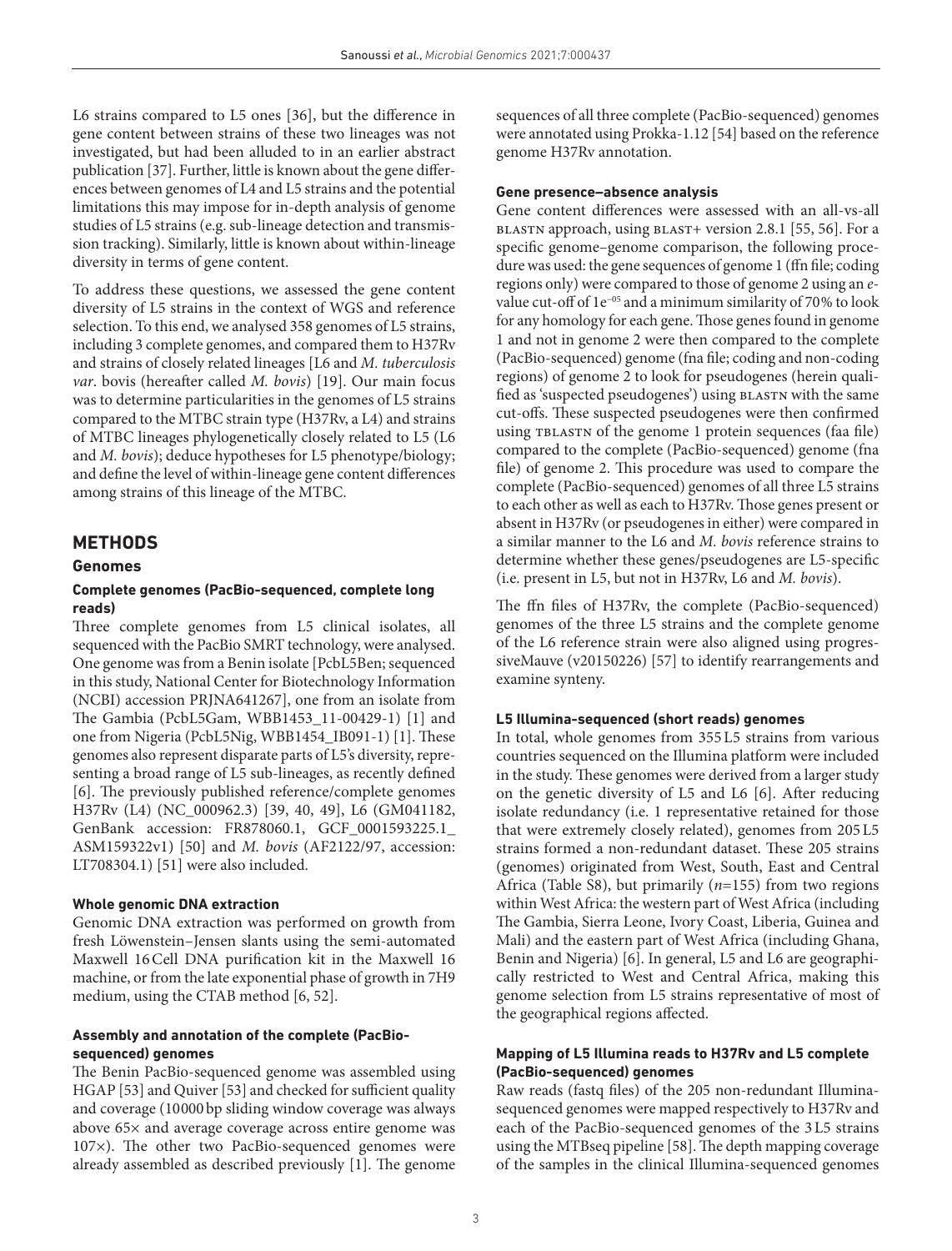L6 strains compared to L5 ones [36], but the difference in gene content between strains of these two lineages was not investigated, but had been alluded to in an earlier abstract publication [37]. Further, little is known about the gene differences between genomes of L4 and L5 strains and the potential limitations this may impose for in-depth analysis of genome studies of L5 strains (e.g. sub-lineage detection and transmission tracking). Similarly, little is known about within-lineage diversity in terms of gene content.

To address these questions, we assessed the gene content diversity of L5 strains in the context of WGS and reference selection. To this end, we analysed 358 genomes of L5 strains, including 3 complete genomes, and compared them to H37Rv and strains of closely related lineages [L6 and *M. tuberculosis var.* bovis (hereafter called *M. bovis*) [19]. Our main focus was to determine particularities in the genomes of L5 strains compared to the MTBC strain type (H37Rv, a L4) and strains of MTBC lineages phylogenetically closely related to L5 (L6 and *M. bovis*); deduce hypotheses for L5 phenotype/biology; and define the level of within-lineage gene content differences among strains of this lineage of the MTBC.

## METHODS

### Genomes

#### Complete genomes (PacBio-sequenced, complete long reads)

Three complete genomes from L5 clinical isolates, all sequenced with the PacBio SMRT technology, were analysed. One genome was from a Benin isolate [PcbL5Ben; sequenced in this study, National Center for Biotechnology Information (NCBI) accession PRJNA641267], one from an isolate from The Gambia (PcbL5Gam, WBB1453_11-00429-1) [1] and one from Nigeria (PcbL5Nig, WBB1454_IB091-1) [1]. These genomes also represent disparate parts of L5's diversity, representing a broad range of L5 sub-lineages, as recently defined [6]. The previously published reference/complete genomes H37Rv (L4) (NC_000962.3) [39, 40, 49], L6 (GM041182, GenBank accession: FR878060.1, GCF_0001593225.1_ASM159322v1) [50] and *M. bovis* (AF2122/97, accession: LT708304.1) [51] were also included.

#### Whole genomic DNA extraction

Genomic DNA extraction was performed on growth from fresh Löwenstein–Jensen slants using the semi-automated Maxwell 16 Cell DNA purification kit in the Maxwell 16 machine, or from the late exponential phase of growth in 7H9 medium, using the CTAB method [6, 52].

#### Assembly and annotation of the complete (PacBio-sequenced) genomes

The Benin PacBio-sequenced genome was assembled using HGAP [53] and Quiver [53] and checked for sufficient quality and coverage (10000 bp sliding window coverage was always above 65× and average coverage across entire genome was 107×). The other two PacBio-sequenced genomes were already assembled as described previously [1]. The genome sequences of all three complete (PacBio-sequenced) genomes were annotated using Prokka-1.12 [54] based on the reference genome H37Rv annotation.

#### Gene presence–absence analysis

Gene content differences were assessed with an all-vs-all BLASTN approach, using BLAST+ version 2.8.1 [55, 56]. For a specific genome–genome comparison, the following procedure was used: the gene sequences of genome 1 (ffn file; coding regions only) were compared to those of genome 2 using an *e*-value cut-off of $1e^{-05}$ and a minimum similarity of 70% to look for any homology for each gene. Those genes found in genome 1 and not in genome 2 were then compared to the complete (PacBio-sequenced) genome (fna file; coding and non-coding regions) of genome 2 to look for pseudogenes (herein qualified as 'suspected pseudogenes') using BLASTN with the same cut-offs. These suspected pseudogenes were then confirmed using TBLASTN of the genome 1 protein sequences (faa file) compared to the complete (PacBio-sequenced) genome (fna file) of genome 2. This procedure was used to compare the complete (PacBio-sequenced) genomes of all three L5 strains to each other as well as each to H37Rv. Those genes present or absent in H37Rv (or pseudogenes in either) were compared in a similar manner to the L6 and *M. bovis* reference strains to determine whether these genes/pseudogenes are L5-specific (i.e. present in L5, but not in H37Rv, L6 and *M. bovis*).

The ffn files of H37Rv, the complete (PacBio-sequenced) genomes of the three L5 strains and the complete genome of the L6 reference strain were also aligned using progressiveMauve (v20150226) [57] to identify rearrangements and examine synteny.

#### L5 Illumina-sequenced (short reads) genomes

In total, whole genomes from 355 L5 strains from various countries sequenced on the Illumina platform were included in the study. These genomes were derived from a larger study on the genetic diversity of L5 and L6 [6]. After reducing isolate redundancy (i.e. 1 representative retained for those that were extremely closely related), genomes from 205 L5 strains formed a non-redundant dataset. These 205 strains (genomes) originated from West, South, East and Central Africa (Table S8), but primarily ($n$=155) from two regions within West Africa: the western part of West Africa (including The Gambia, Sierra Leone, Ivory Coast, Liberia, Guinea and Mali) and the eastern part of West Africa (including Ghana, Benin and Nigeria) [6]. In general, L5 and L6 are geographically restricted to West and Central Africa, making this genome selection from L5 strains representative of most of the geographical regions affected.

#### Mapping of L5 Illumina reads to H37Rv and L5 complete (PacBio-sequenced) genomes

Raw reads (fastq files) of the 205 non-redundant Illumina-sequenced genomes were mapped respectively to H37Rv and each of the PacBio-sequenced genomes of the 3 L5 strains using the MTBseq pipeline [58]. The depth mapping coverage of the samples in the clinical Illumina-sequenced genomes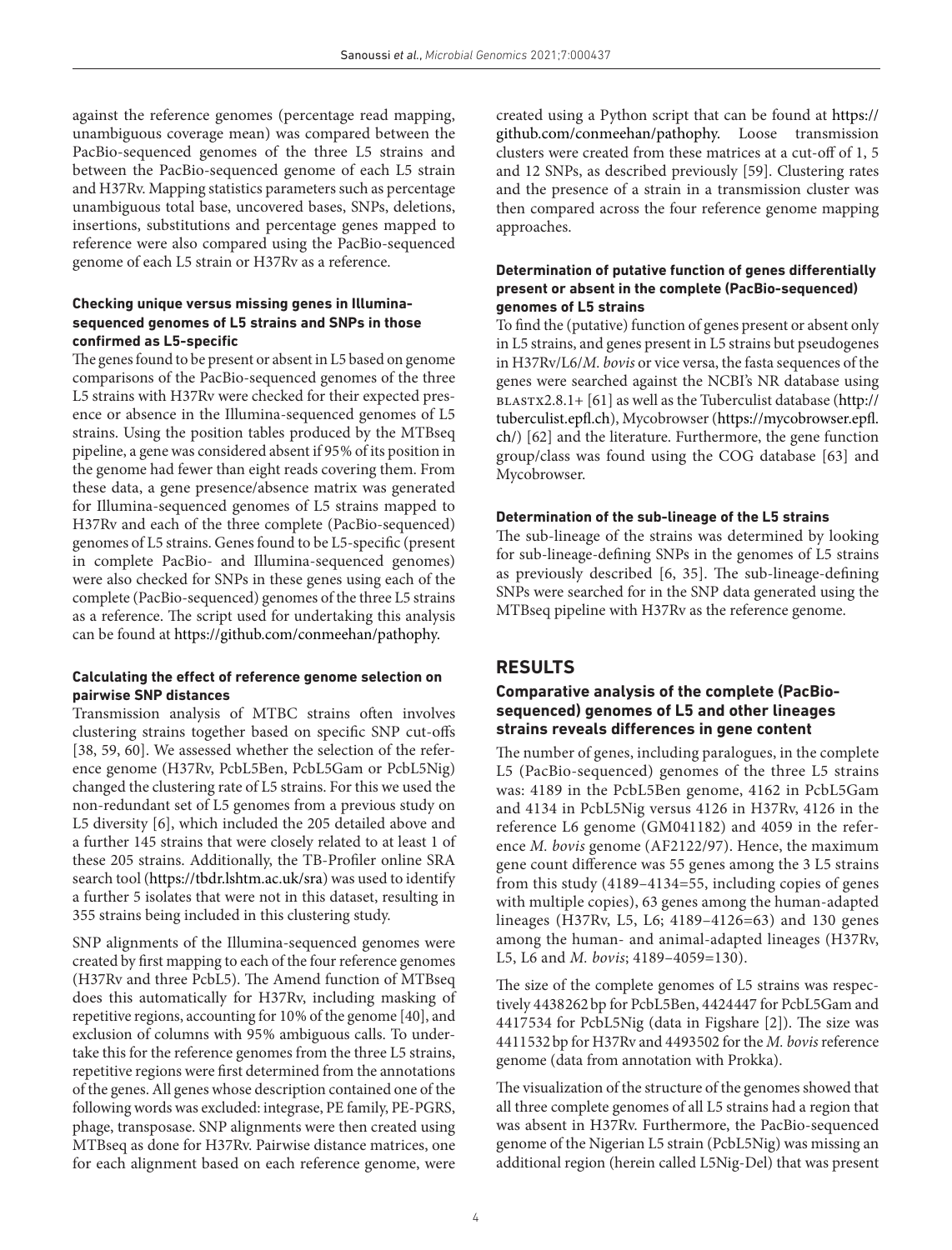against the reference genomes (percentage read mapping, unambiguous coverage mean) was compared between the PacBio-sequenced genomes of the three L5 strains and between the PacBio-sequenced genome of each L5 strain and H37Rv. Mapping statistics parameters such as percentage unambiguous total base, uncovered bases, SNPs, deletions, insertions, substitutions and percentage genes mapped to reference were also compared using the PacBio-sequenced genome of each L5 strain or H37Rv as a reference.

### Checking unique versus missing genes in Illumina-sequenced genomes of L5 strains and SNPs in those confirmed as L5-specific

The genes found to be present or absent in L5 based on genome comparisons of the PacBio-sequenced genomes of the three L5 strains with H37Rv were checked for their expected presence or absence in the Illumina-sequenced genomes of L5 strains. Using the position tables produced by the MTBseq pipeline, a gene was considered absent if 95% of its position in the genome had fewer than eight reads covering them. From these data, a gene presence/absence matrix was generated for Illumina-sequenced genomes of L5 strains mapped to H37Rv and each of the three complete (PacBio-sequenced) genomes of L5 strains. Genes found to be L5-specific (present in complete PacBio- and Illumina-sequenced genomes) were also checked for SNPs in these genes using each of the complete (PacBio-sequenced) genomes of the three L5 strains as a reference. The script used for undertaking this analysis can be found at https://github.com/conmeehan/pathophy.

### Calculating the effect of reference genome selection on pairwise SNP distances

Transmission analysis of MTBC strains often involves clustering strains together based on specific SNP cut-offs [38, 59, 60]. We assessed whether the selection of the reference genome (H37Rv, PcbL5Ben, PcbL5Gam or PcbL5Nig) changed the clustering rate of L5 strains. For this we used the non-redundant set of L5 genomes from a previous study on L5 diversity [6], which included the 205 detailed above and a further 145 strains that were closely related to at least 1 of these 205 strains. Additionally, the TB-Profiler online SRA search tool (https://tbdr.lshtm.ac.uk/sra) was used to identify a further 5 isolates that were not in this dataset, resulting in 355 strains being included in this clustering study.

SNP alignments of the Illumina-sequenced genomes were created by first mapping to each of the four reference genomes (H37Rv and three PcbL5). The Amend function of MTBseq does this automatically for H37Rv, including masking of repetitive regions, accounting for 10% of the genome [40], and exclusion of columns with 95% ambiguous calls. To undertake this for the reference genomes from the three L5 strains, repetitive regions were first determined from the annotations of the genes. All genes whose description contained one of the following words was excluded: integrase, PE family, PE-PGRS, phage, transposase. SNP alignments were then created using MTBseq as done for H37Rv. Pairwise distance matrices, one for each alignment based on each reference genome, were created using a Python script that can be found at https://github.com/conmeehan/pathophy. Loose transmission clusters were created from these matrices at a cut-off of 1, 5 and 12 SNPs, as described previously [59]. Clustering rates and the presence of a strain in a transmission cluster was then compared across the four reference genome mapping approaches.

### Determination of putative function of genes differentially present or absent in the complete (PacBio-sequenced) genomes of L5 strains

To find the (putative) function of genes present or absent only in L5 strains, and genes present in L5 strains but pseudogenes in H37Rv/L6/*M. bovis* or vice versa, the fasta sequences of the genes were searched against the NCBI's NR database using BLASTX2.8.1+ [61] as well as the Tuberculist database (http://tuberculist.epfl.ch), Mycobrowser (https://mycobrowser.epfl.ch/) [62] and the literature. Furthermore, the gene function group/class was found using the COG database [63] and Mycobrowser.

### Determination of the sub-lineage of the L5 strains

The sub-lineage of the strains was determined by looking for sub-lineage-defining SNPs in the genomes of L5 strains as previously described [6, 35]. The sub-lineage-defining SNPs were searched for in the SNP data generated using the MTBseq pipeline with H37Rv as the reference genome.

## RESULTS

### Comparative analysis of the complete (PacBio-sequenced) genomes of L5 and other lineages strains reveals differences in gene content

The number of genes, including paralogues, in the complete L5 (PacBio-sequenced) genomes of the three L5 strains was: 4189 in the PcbL5Ben genome, 4162 in PcbL5Gam and 4134 in PcbL5Nig versus 4126 in H37Rv, 4126 in the reference L6 genome (GM041182) and 4059 in the reference *M. bovis* genome (AF2122/97). Hence, the maximum gene count difference was 55 genes among the 3 L5 strains from this study (4189–4134=55, including copies of genes with multiple copies), 63 genes among the human-adapted lineages (H37Rv, L5, L6; 4189–4126=63) and 130 genes among the human- and animal-adapted lineages (H37Rv, L5, L6 and *M. bovis*; 4189–4059=130).

The size of the complete genomes of L5 strains was respectively 4438262 bp for PcbL5Ben, 4424447 for PcbL5Gam and 4417534 for PcbL5Nig (data in Figshare [2]). The size was 4411532 bp for H37Rv and 4493502 for the *M. bovis* reference genome (data from annotation with Prokka).

The visualization of the structure of the genomes showed that all three complete genomes of all L5 strains had a region that was absent in H37Rv. Furthermore, the PacBio-sequenced genome of the Nigerian L5 strain (PcbL5Nig) was missing an additional region (herein called L5Nig-Del) that was present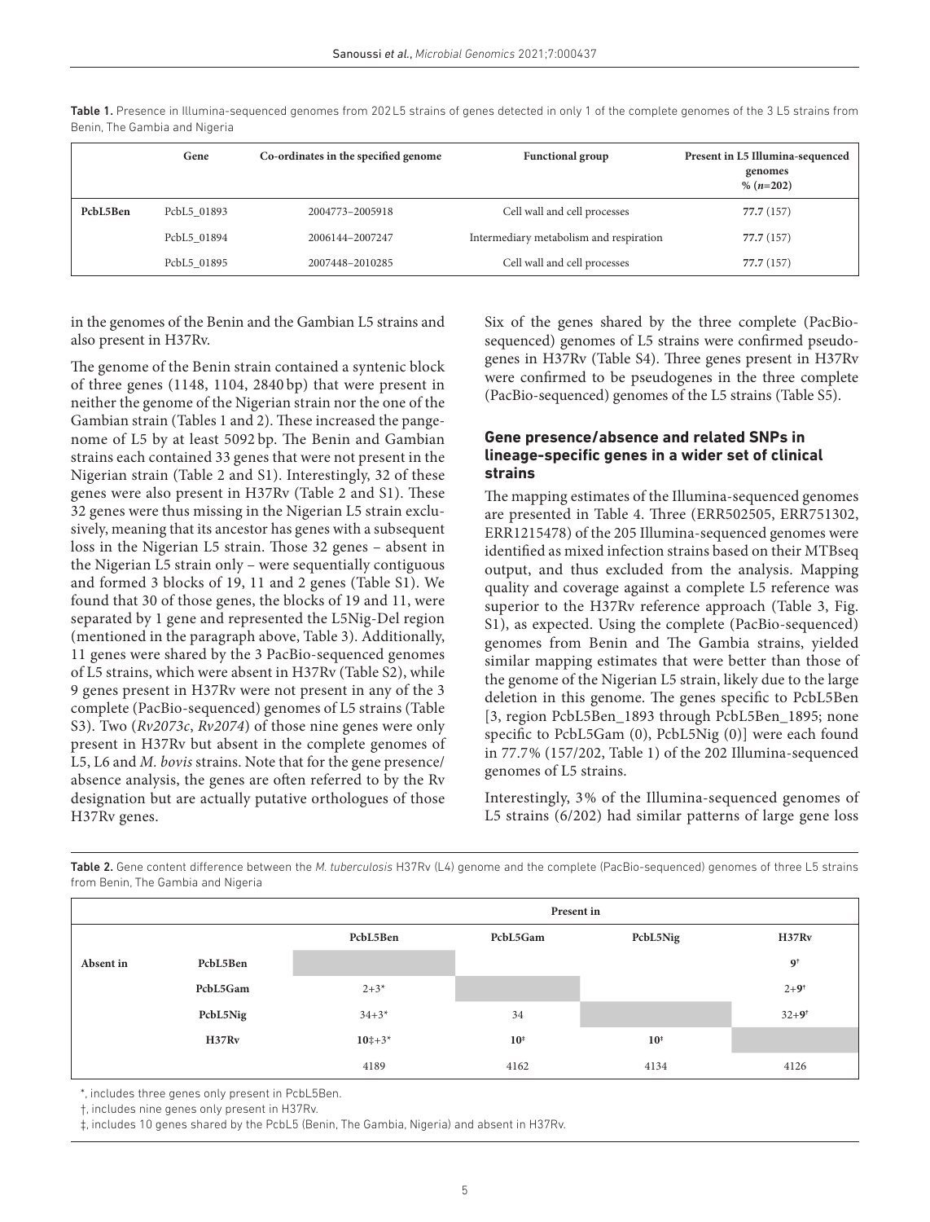Table 1. Presence in Illumina-sequenced genomes from 202 L5 strains of genes detected in only 1 of the complete genomes of the 3 L5 strains from Benin, The Gambia and Nigeria

| | Gene | Co-ordinates in the specified genome | Functional group | Present in L5 Illumina-sequenced genomes % ($n$=202) |
|---|---|---|---|---|
| **PcbL5Ben** | PcbL5_01893 | 2004773–2005918 | Cell wall and cell processes | **77.7** (157) |
| | PcbL5_01894 | 2006144–2007247 | Intermediary metabolism and respiration | **77.7** (157) |
| | PcbL5_01895 | 2007448–2010285 | Cell wall and cell processes | **77.7** (157) |

in the genomes of the Benin and the Gambian L5 strains and also present in H37Rv.

The genome of the Benin strain contained a syntenic block of three genes (1148, 1104, 2840 bp) that were present in neither the genome of the Nigerian strain nor the one of the Gambian strain (Tables 1 and 2). These increased the pangenome of L5 by at least 5092 bp. The Benin and Gambian strains each contained 33 genes that were not present in the Nigerian strain (Table 2 and S1). Interestingly, 32 of these genes were also present in H37Rv (Table 2 and S1). These 32 genes were thus missing in the Nigerian L5 strain exclusively, meaning that its ancestor has genes with a subsequent loss in the Nigerian L5 strain. Those 32 genes – absent in the Nigerian L5 strain only – were sequentially contiguous and formed 3 blocks of 19, 11 and 2 genes (Table S1). We found that 30 of those genes, the blocks of 19 and 11, were separated by 1 gene and represented the L5Nig-Del region (mentioned in the paragraph above, Table 3). Additionally, 11 genes were shared by the 3 PacBio-sequenced genomes of L5 strains, which were absent in H37Rv (Table S2), while 9 genes present in H37Rv were not present in any of the 3 complete (PacBio-sequenced) genomes of L5 strains (Table S3). Two (*Rv2073c*, *Rv2074*) of those nine genes were only present in H37Rv but absent in the complete genomes of L5, L6 and *M. bovis* strains. Note that for the gene presence/absence analysis, the genes are often referred to by the Rv designation but are actually putative orthologues of those H37Rv genes.

Six of the genes shared by the three complete (PacBio-sequenced) genomes of L5 strains were confirmed pseudogenes in H37Rv (Table S4). Three genes present in H37Rv were confirmed to be pseudogenes in the three complete (PacBio-sequenced) genomes of the L5 strains (Table S5).

### Gene presence/absence and related SNPs in lineage-specific genes in a wider set of clinical strains

The mapping estimates of the Illumina-sequenced genomes are presented in Table 4. Three (ERR502505, ERR751302, ERR1215478) of the 205 Illumina-sequenced genomes were identified as mixed infection strains based on their MTBseq output, and thus excluded from the analysis. Mapping quality and coverage against a complete L5 reference was superior to the H37Rv reference approach (Table 3, Fig. S1), as expected. Using the complete (PacBio-sequenced) genomes from Benin and The Gambia strains, yielded similar mapping estimates that were better than those of the genome of the Nigerian L5 strain, likely due to the large deletion in this genome. The genes specific to PcbL5Ben [3, region PcbL5Ben_1893 through PcbL5Ben_1895; none specific to PcbL5Gam (0), PcbL5Nig (0)] were each found in 77.7% (157/202, Table 1) of the 202 Illumina-sequenced genomes of L5 strains.

Interestingly, 3% of the Illumina-sequenced genomes of L5 strains (6/202) had similar patterns of large gene loss

Table 2. Gene content difference between the *M. tuberculosis* H37Rv (L4) genome and the complete (PacBio-sequenced) genomes of three L5 strains from Benin, The Gambia and Nigeria

| | | Present in | | | |
|---|---|---|---|---|---|
| | | **PcbL5Ben** | **PcbL5Gam** | **PcbL5Nig** | **H37Rv** |
| **Absent in** | **PcbL5Ben** | | | | **9†** |
| | **PcbL5Gam** | 2+3* | | | 2+9† |
| | **PcbL5Nig** | 34+3* | 34 | | 32+9† |
| | **H37Rv** | **10‡+3*** | **10‡** | **10‡** | |
| | | 4189 | 4162 | 4134 | 4126 |

*, includes three genes only present in PcbL5Ben.

†, includes nine genes only present in H37Rv.

‡, includes 10 genes shared by the PcbL5 (Benin, The Gambia, Nigeria) and absent in H37Rv.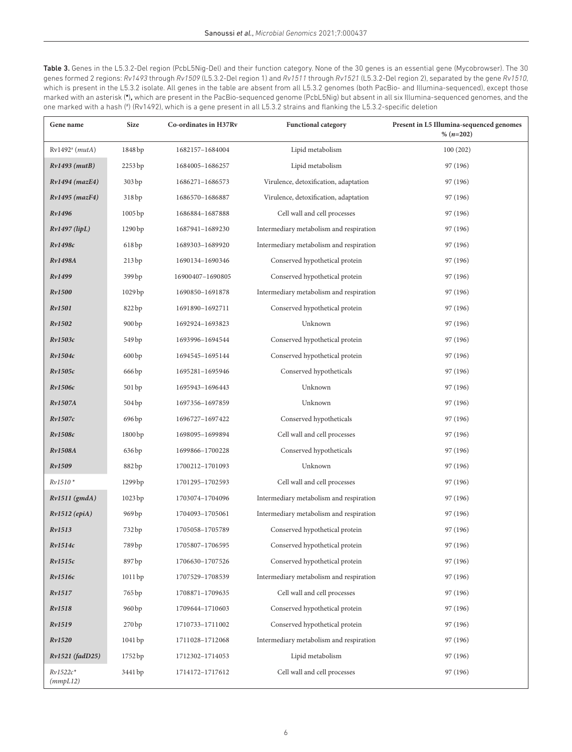**Table 3.** Genes in the L5.3.2-Del region (PcbL5Nig-Del) and their function category. None of the 30 genes is an essential gene (Mycobrowser). The 30 genes formed 2 regions: *Rv1493* through *Rv1509* (L5.3.2-Del region 1) and *Rv1511* through *Rv1521* (L5.3.2-Del region 2), separated by the gene *Rv1510*, which is present in the L5.3.2 isolate. All genes in the table are absent from all L5.3.2 genomes (both PacBio- and Illumina-sequenced), except those marked with an asterisk (*), which are present in the PacBio-sequenced genome (PcbL5Nig) but absent in all six Illumina-sequenced genomes, and the one marked with a hash (#) (Rv1492), which is a gene present in all L5.3.2 strains and flanking the L5.3.2-specific deletion

| Gene name | Size | Co-ordinates in H37Rv | Functional category | Present in L5 Illumina-sequenced genomes % (*n*=202) |
|---|---|---|---|---|
| Rv1492# (*mutA*) | 1848 bp | 1682157–1684004 | Lipid metabolism | 100 (202) |
| ***Rv1493 (mutB)*** | 2253 bp | 1684005–1686257 | Lipid metabolism | 97 (196) |
| ***Rv1494 (mazE4)*** | 303 bp | 1686271–1686573 | Virulence, detoxification, adaptation | 97 (196) |
| ***Rv1495 (mazF4)*** | 318 bp | 1686570–1686887 | Virulence, detoxification, adaptation | 97 (196) |
| ***Rv1496*** | 1005 bp | 1686884–1687888 | Cell wall and cell processes | 97 (196) |
| ***Rv1497 (lipL)*** | 1290 bp | 1687941–1689230 | Intermediary metabolism and respiration | 97 (196) |
| ***Rv1498c*** | 618 bp | 1689303–1689920 | Intermediary metabolism and respiration | 97 (196) |
| ***Rv1498A*** | 213 bp | 1690134–1690346 | Conserved hypothetical protein | 97 (196) |
| ***Rv1499*** | 399 bp | 16900407–1690805 | Conserved hypothetical protein | 97 (196) |
| ***Rv1500*** | 1029 bp | 1690850–1691878 | Intermediary metabolism and respiration | 97 (196) |
| ***Rv1501*** | 822 bp | 1691890–1692711 | Conserved hypothetical protein | 97 (196) |
| ***Rv1502*** | 900 bp | 1692924–1693823 | Unknown | 97 (196) |
| ***Rv1503c*** | 549 bp | 1693996–1694544 | Conserved hypothetical protein | 97 (196) |
| ***Rv1504c*** | 600 bp | 1694545–1695144 | Conserved hypothetical protein | 97 (196) |
| ***Rv1505c*** | 666 bp | 1695281–1695946 | Conserved hypotheticals | 97 (196) |
| ***Rv1506c*** | 501 bp | 1695943–1696443 | Unknown | 97 (196) |
| ***Rv1507A*** | 504 bp | 1697356–1697859 | Unknown | 97 (196) |
| ***Rv1507c*** | 696 bp | 1696727–1697422 | Conserved hypotheticals | 97 (196) |
| ***Rv1508c*** | 1800 bp | 1698095–1699894 | Cell wall and cell processes | 97 (196) |
| ***Rv1508A*** | 636 bp | 1699866–1700228 | Conserved hypotheticals | 97 (196) |
| ***Rv1509*** | 882 bp | 1700212–1701093 | Unknown | 97 (196) |
| *Rv1510* * | 1299 bp | 1701295–1702593 | Cell wall and cell processes | 97 (196) |
| ***Rv1511 (gmdA)*** | 1023 bp | 1703074–1704096 | Intermediary metabolism and respiration | 97 (196) |
| ***Rv1512 (epiA)*** | 969 bp | 1704093–1705061 | Intermediary metabolism and respiration | 97 (196) |
| ***Rv1513*** | 732 bp | 1705058–1705789 | Conserved hypothetical protein | 97 (196) |
| ***Rv1514c*** | 789 bp | 1705807–1706595 | Conserved hypothetical protein | 97 (196) |
| ***Rv1515c*** | 897 bp | 1706630–1707526 | Conserved hypothetical protein | 97 (196) |
| ***Rv1516c*** | 1011 bp | 1707529–1708539 | Intermediary metabolism and respiration | 97 (196) |
| ***Rv1517*** | 765 bp | 1708871–1709635 | Cell wall and cell processes | 97 (196) |
| ***Rv1518*** | 960 bp | 1709644–1710603 | Conserved hypothetical protein | 97 (196) |
| ***Rv1519*** | 270 bp | 1710733–1711002 | Conserved hypothetical protein | 97 (196) |
| ***Rv1520*** | 1041 bp | 1711028–1712068 | Intermediary metabolism and respiration | 97 (196) |
| ***Rv1521 (fadD25)*** | 1752 bp | 1712302–1714053 | Lipid metabolism | 97 (196) |
| *Rv1522c* * (*mmpL12*) | 3441 bp | 1714172–1717612 | Cell wall and cell processes | 97 (196) |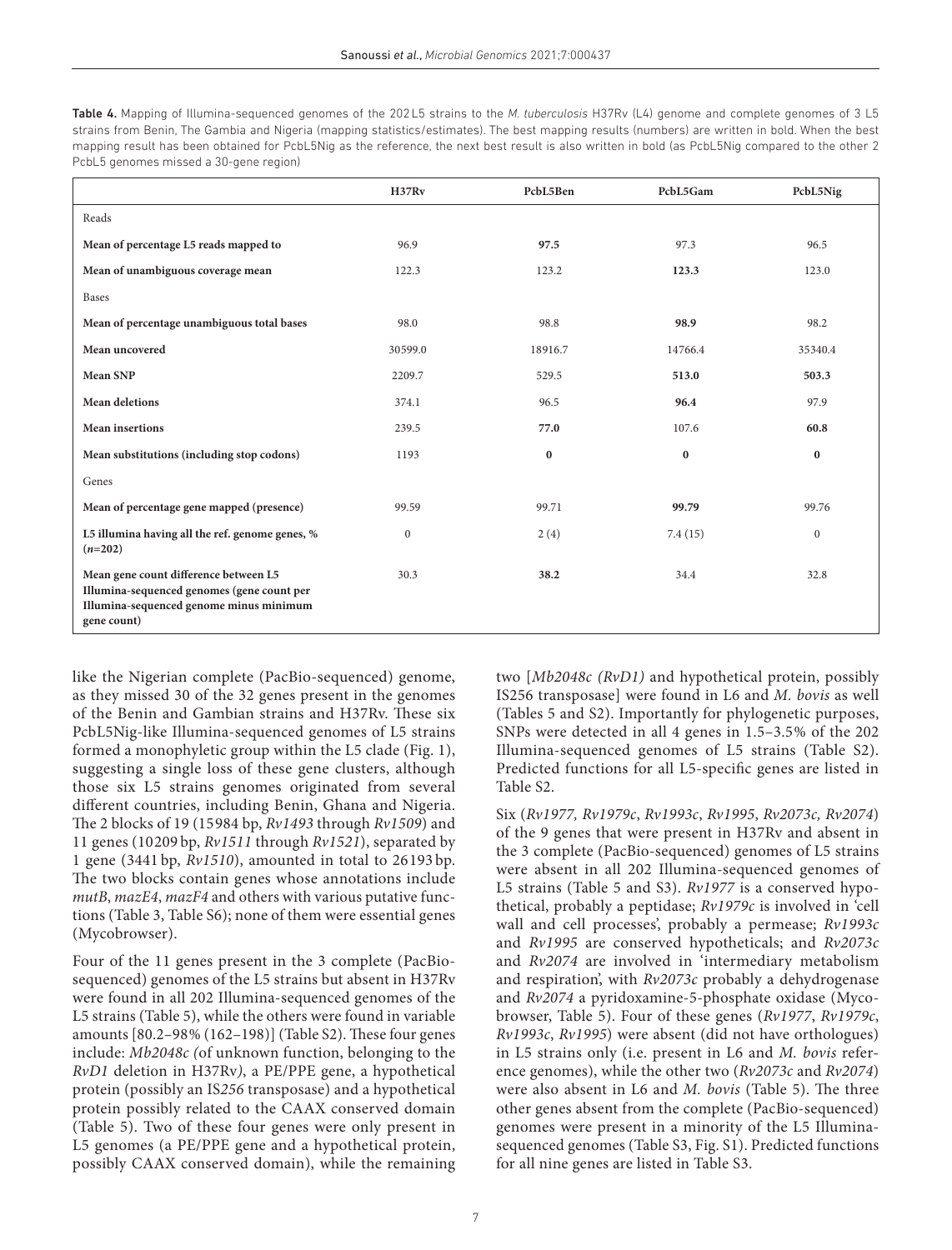**Table 4.** Mapping of Illumina-sequenced genomes of the 202 L5 strains to the *M. tuberculosis* H37Rv (L4) genome and complete genomes of 3 L5 strains from Benin, The Gambia and Nigeria (mapping statistics/estimates). The best mapping results (numbers) are written in bold. When the best mapping result has been obtained for PcbL5Nig as the reference, the next best result is also written in bold (as PcbL5Nig compared to the other 2 PcbL5 genomes missed a 30-gene region)

| | H37Rv | PcbL5Ben | PcbL5Gam | PcbL5Nig |
|---|---|---|---|---|
| Reads | | | | |
| **Mean of percentage L5 reads mapped to** | 96.9 | **97.5** | 97.3 | 96.5 |
| **Mean of unambiguous coverage mean** | 122.3 | 123.2 | **123.3** | 123.0 |
| Bases | | | | |
| **Mean of percentage unambiguous total bases** | 98.0 | 98.8 | **98.9** | 98.2 |
| **Mean uncovered** | 30599.0 | 18916.7 | 14766.4 | 35340.4 |
| **Mean SNP** | 2209.7 | 529.5 | **513.0** | **503.3** |
| **Mean deletions** | 374.1 | 96.5 | **96.4** | 97.9 |
| **Mean insertions** | 239.5 | **77.0** | 107.6 | **60.8** |
| **Mean substitutions (including stop codons)** | 1193 | **0** | **0** | **0** |
| Genes | | | | |
| **Mean of percentage gene mapped (presence)** | 99.59 | 99.71 | **99.79** | 99.76 |
| **L5 illumina having all the ref. genome genes, % (*n*=202)** | 0 | 2 (4) | 7.4 (15) | 0 |
| **Mean gene count difference between L5 Illumina-sequenced genomes (gene count per Illumina-sequenced genome minus minimum gene count)** | 30.3 | **38.2** | 34.4 | 32.8 |

like the Nigerian complete (PacBio-sequenced) genome, as they missed 30 of the 32 genes present in the genomes of the Benin and Gambian strains and H37Rv. These six PcbL5Nig-like Illumina-sequenced genomes of L5 strains formed a monophyletic group within the L5 clade (Fig. 1), suggesting a single loss of these gene clusters, although those six L5 strains genomes originated from several different countries, including Benin, Ghana and Nigeria. The 2 blocks of 19 (15984 bp, *Rv1493* through *Rv1509*) and 11 genes (10209 bp, *Rv1511* through *Rv1521*), separated by 1 gene (3441 bp, *Rv1510*), amounted in total to 26193 bp. The two blocks contain genes whose annotations include *mutB*, *mazE4*, *mazF4* and others with various putative functions (Table 3, Table S6); none of them were essential genes (Mycobrowser).

Four of the 11 genes present in the 3 complete (PacBio-sequenced) genomes of the L5 strains but absent in H37Rv were found in all 202 Illumina-sequenced genomes of the L5 strains (Table 5), while the others were found in variable amounts [80.2–98% (162–198)] (Table S2). These four genes include: *Mb2048c (*of unknown function, belonging to the *RvD1* deletion in H37Rv*)*, a PE/PPE gene, a hypothetical protein (possibly an IS*256* transposase) and a hypothetical protein possibly related to the CAAX conserved domain (Table 5). Two of these four genes were only present in L5 genomes (a PE/PPE gene and a hypothetical protein, possibly CAAX conserved domain), while the remaining two [*Mb2048c (RvD1)* and hypothetical protein, possibly IS256 transposase] were found in L6 and *M. bovis* as well (Tables 5 and S2). Importantly for phylogenetic purposes, SNPs were detected in all 4 genes in 1.5–3.5% of the 202 Illumina-sequenced genomes of L5 strains (Table S2). Predicted functions for all L5-specific genes are listed in Table S2.

Six (*Rv1977, Rv1979c*, *Rv1993c*, *Rv1995*, *Rv2073c, Rv2074*) of the 9 genes that were present in H37Rv and absent in the 3 complete (PacBio-sequenced) genomes of L5 strains were absent in all 202 Illumina-sequenced genomes of L5 strains (Table 5 and S3). *Rv1977* is a conserved hypothetical, probably a peptidase; *Rv1979c* is involved in 'cell wall and cell processes', probably a permease; *Rv1993c* and *Rv1995* are conserved hypotheticals; and *Rv2073c* and *Rv2074* are involved in 'intermediary metabolism and respiration', with *Rv2073c* probably a dehydrogenase and *Rv2074* a pyridoxamine-5-phosphate oxidase (Mycobrowser, Table 5). Four of these genes (*Rv1977*, *Rv1979c*, *Rv1993c*, *Rv1995*) were absent (did not have orthologues) in L5 strains only (i.e. present in L6 and *M. bovis* reference genomes), while the other two (*Rv2073c* and *Rv2074*) were also absent in L6 and *M. bovis* (Table 5). The three other genes absent from the complete (PacBio-sequenced) genomes were present in a minority of the L5 Illumina-sequenced genomes (Table S3, Fig. S1). Predicted functions for all nine genes are listed in Table S3.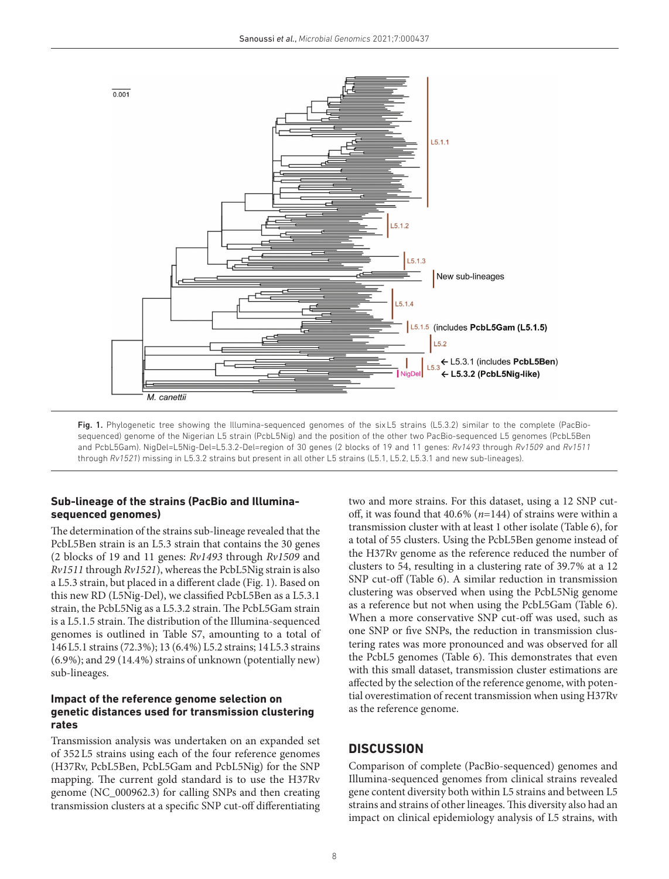**Fig. 1.** Phylogenetic tree showing the Illumina-sequenced genomes of the six L5 strains (L5.3.2) similar to the complete (PacBio-sequenced) genome of the Nigerian L5 strain (PcbL5Nig) and the position of the other two PacBio-sequenced L5 genomes (PcbL5Ben and PcbL5Gam). NigDel=L5Nig-Del=L5.3.2-Del=region of 30 genes (2 blocks of 19 and 11 genes: *Rv1493* through *Rv1509* and *Rv1511* through *Rv1521*) missing in L5.3.2 strains but present in all other L5 strains (L5.1, L5.2, L5.3.1 and new sub-lineages).

### Sub-lineage of the strains (PacBio and Illumina-sequenced genomes)

The determination of the strains sub-lineage revealed that the PcbL5Ben strain is an L5.3 strain that contains the 30 genes (2 blocks of 19 and 11 genes: *Rv1493* through *Rv1509* and *Rv1511* through *Rv1521*), whereas the PcbL5Nig strain is also a L5.3 strain, but placed in a different clade (Fig. 1). Based on this new RD (L5Nig-Del), we classified PcbL5Ben as a L5.3.1 strain, the PcbL5Nig as a L5.3.2 strain. The PcbL5Gam strain is a L5.1.5 strain. The distribution of the Illumina-sequenced genomes is outlined in Table S7, amounting to a total of 146 L5.1 strains (72.3%); 13 (6.4%) L5.2 strains; 14 L5.3 strains (6.9%); and 29 (14.4%) strains of unknown (potentially new) sub-lineages.

### Impact of the reference genome selection on genetic distances used for transmission clustering rates

Transmission analysis was undertaken on an expanded set of 352 L5 strains using each of the four reference genomes (H37Rv, PcbL5Ben, PcbL5Gam and PcbL5Nig) for the SNP mapping. The current gold standard is to use the H37Rv genome (NC_000962.3) for calling SNPs and then creating transmission clusters at a specific SNP cut-off differentiating two and more strains. For this dataset, using a 12 SNP cut-off, it was found that 40.6% ($n$=144) of strains were within a transmission cluster with at least 1 other isolate (Table 6), for a total of 55 clusters. Using the PcbL5Ben genome instead of the H37Rv genome as the reference reduced the number of clusters to 54, resulting in a clustering rate of 39.7% at a 12 SNP cut-off (Table 6). A similar reduction in transmission clustering was observed when using the PcbL5Nig genome as a reference but not when using the PcbL5Gam (Table 6). When a more conservative SNP cut-off was used, such as one SNP or five SNPs, the reduction in transmission clustering rates was more pronounced and was observed for all the PcbL5 genomes (Table 6). This demonstrates that even with this small dataset, transmission cluster estimations are affected by the selection of the reference genome, with potential overestimation of recent transmission when using H37Rv as the reference genome.

## DISCUSSION

Comparison of complete (PacBio-sequenced) genomes and Illumina-sequenced genomes from clinical strains revealed gene content diversity both within L5 strains and between L5 strains and strains of other lineages. This diversity also had an impact on clinical epidemiology analysis of L5 strains, with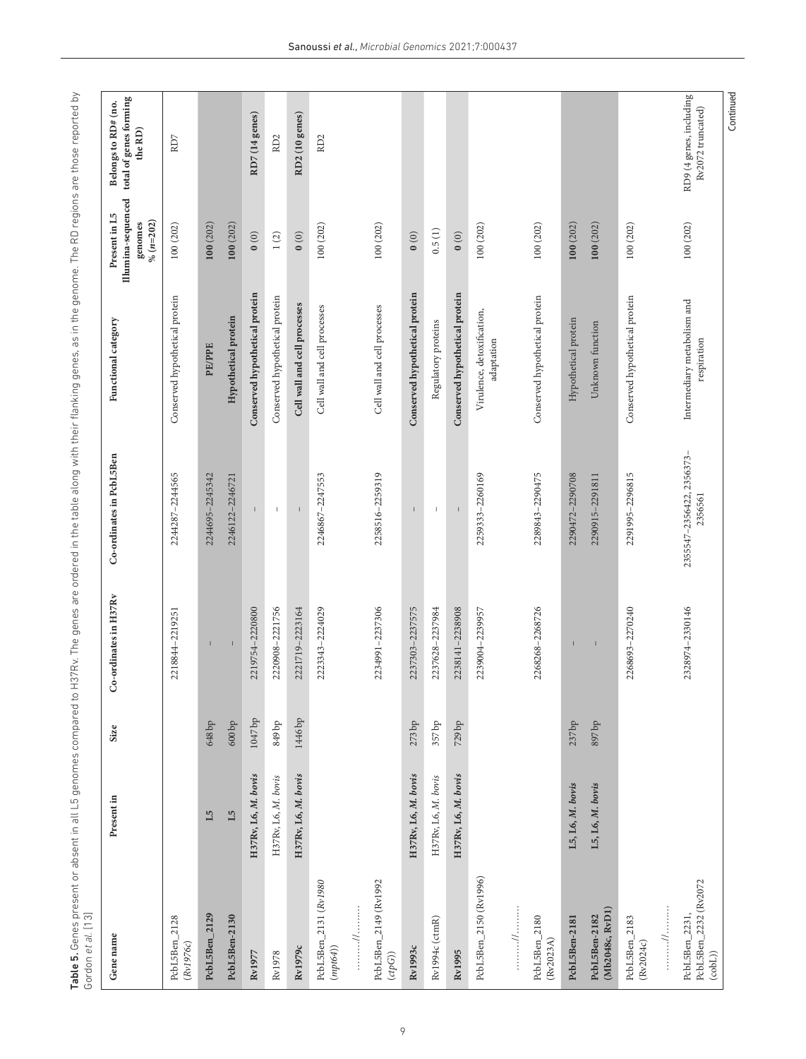**Table 5.** Genes present or absent in all L5 genomes compared to H37Rv. The genes are ordered in the table along with their flanking genes, as in the genome. The RD regions are those reported by Gordon *et al.* [13]

| Gene name | Present in | Size | Co-ordinates in H37Rv | Co-ordinates in PcbL5Ben | Functional category | Present in L5 Illumina-sequenced genomes % (*n*=202) | Belongs to RD# (no. total of genes forming the RD) |
|---|---|---|---|---|---|---|---|
| PcbL5Ben_2128 (*Rv1976c*) | | | 2218844–2219251 | 2244287–2244565 | Conserved hypothetical protein | 100 (202) | RD7 |
| **PcbL5Ben_2129** | **L5** | 648 bp | – | 2244695–2245342 | **PE/PPE** | **100** (202) | |
| **PcbL5Ben-2130** | **L5** | 600 bp | – | 2246122–2246721 | **Hypothetical protein** | **100** (202) | |
| **Rv1977** | **H37Rv, L6, *M. bovis*** | 1047 bp | 2219754–2220800 | – | **Conserved hypothetical protein** | **0** (0) | **RD7 (14 genes)** |
| Rv1978 | H37Rv, L6, *M. bovis* | 849 bp | 2220908–2221756 | – | Conserved hypothetical protein | 1 (2) | RD2 |
| **Rv1979c** | **H37Rv, L6, *M. bovis*** | 1446 bp | 2221719–2223164 | – | **Cell wall and cell processes** | **0** (0) | **RD2 (10 genes)** |
| PcbL5Ben_2131 (*Rv1980* (*mpt64*)) | | | 2223343–2224029 | 2246867–2247553 | Cell wall and cell processes | 100 (202) | RD2 |
| ……..//……… | | | | | | | |
| PcbL5Ben_2149 (Rv1992 (*ctpG*)) | | | 2234991–2237306 | 2258516–2259319 | Cell wall and cell processes | 100 (202) | |
| **Rv1993c** | **H37Rv, L6, *M. bovis*** | 273 bp | 2237303–2237575 | – | **Conserved hypothetical protein** | **0** (0) | |
| Rv1994c (cmtR) | H37Rv, L6, *M. bovis* | 357 bp | 2237628–2237984 | – | Regulatory proteins | 0.5 (1) | |
| **Rv1995** | **H37Rv, L6, *M. bovis*** | 729 bp | 2238141–2238908 | – | **Conserved hypothetical protein** | **0** (0) | |
| PcbL5Ben_2150 (Rv1996) | | | 2239004–2239957 | 2259333–2260169 | Virulence, detoxification, adaptation | 100 (202) | |
| ……..//……… | | | | | | | |
| PcbL5Ben_2180 (Rv2023A) | | | 2268268–2268726 | 2289843–2290475 | Conserved hypothetical protein | 100 (202) | |
| **PcbL5Ben-2181** | **L5, L6, *M. bovis*** | 237 bp | – | 2290472–2290708 | Hypothetical protein | **100** (202) | |
| **PcbL5Ben-2182 (Mb2048c, RvD1)** | **L5, L6, *M. bovis*** | 897 bp | – | 2290915–2291811 | Unknown function | **100** (202) | |
| PcbL5Ben_2183 (Rv2024c) | | | 2268693–2270240 | 2291995–2296815 | Conserved hypothetical protein | 100 (202) | |
| ……..//……… | | | | | | | |
| PcbL5Ben_2231, PcbL5Ben_2232 (Rv2072 (cobL)) | | | 2328974–2330146 | 2355547–2356422, 2356373–2356561 | Intermediary metabolism and respiration | 100 (202) | RD9 (4 genes, including Rv2072 truncated) |

Continued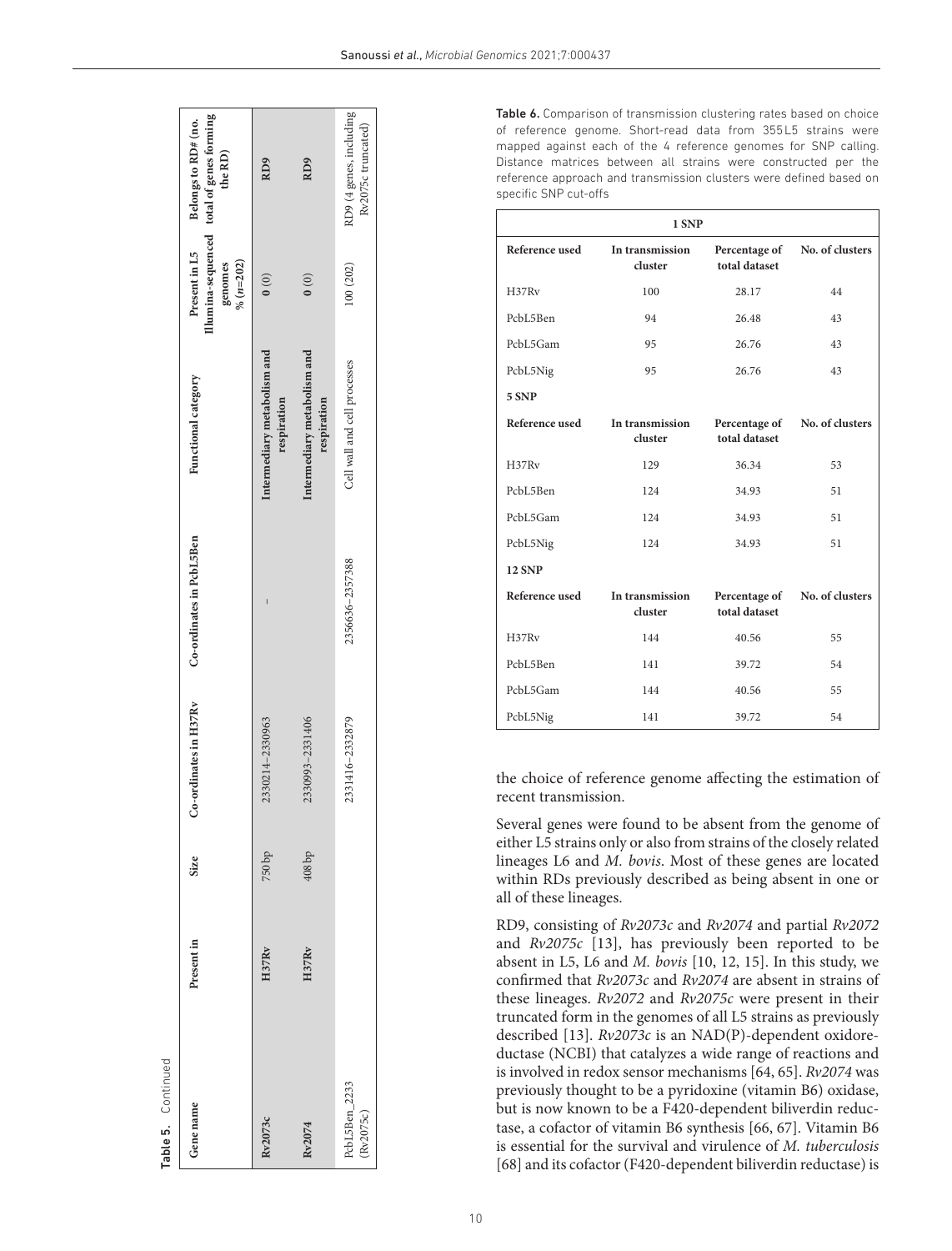**Table 5.** Continued

| Gene name | Present in | Size | Co-ordinates in H37Rv | Co-ordinates in PcbL5Ben | Functional category | Present in L5 Illumina-sequenced genomes % (n=202) | Belongs to RD# (no. total of genes forming the RD) |
|---|---|---|---|---|---|---|---|
| **Rv2073c** | **H37Rv** | 750 bp | 2330214–2330963 | – | **Intermediary metabolism and respiration** | **0** (0) | **RD9** |
| **Rv2074** | **H37Rv** | 408 bp | 2330993–2331406 | | **Intermediary metabolism and respiration** | **0** (0) | **RD9** |
| PcbL5Ben_2233 (Rv2075c) | | | 2331416–2332879 | 2356636–2357388 | Cell wall and cell processes | 100 (202) | RD9 (4 genes, including Rv2075c truncated) |

**Table 6.** Comparison of transmission clustering rates based on choice of reference genome. Short-read data from 355 L5 strains were mapped against each of the 4 reference genomes for SNP calling. Distance matrices between all strains were constructed per the reference approach and transmission clusters were defined based on specific SNP cut-offs

| 1 SNP | | | |
|---|---|---|---|
| **Reference used** | **In transmission cluster** | **Percentage of total dataset** | **No. of clusters** |
| H37Rv | 100 | 28.17 | 44 |
| PcbL5Ben | 94 | 26.48 | 43 |
| PcbL5Gam | 95 | 26.76 | 43 |
| PcbL5Nig | 95 | 26.76 | 43 |
| **5 SNP** | | | |
| **Reference used** | **In transmission cluster** | **Percentage of total dataset** | **No. of clusters** |
| H37Rv | 129 | 36.34 | 53 |
| PcbL5Ben | 124 | 34.93 | 51 |
| PcbL5Gam | 124 | 34.93 | 51 |
| PcbL5Nig | 124 | 34.93 | 51 |
| **12 SNP** | | | |
| **Reference used** | **In transmission cluster** | **Percentage of total dataset** | **No. of clusters** |
| H37Rv | 144 | 40.56 | 55 |
| PcbL5Ben | 141 | 39.72 | 54 |
| PcbL5Gam | 144 | 40.56 | 55 |
| PcbL5Nig | 141 | 39.72 | 54 |

the choice of reference genome affecting the estimation of recent transmission.

Several genes were found to be absent from the genome of either L5 strains only or also from strains of the closely related lineages L6 and *M. bovis*. Most of these genes are located within RDs previously described as being absent in one or all of these lineages.

RD9, consisting of *Rv2073c* and *Rv2074* and partial *Rv2072* and *Rv2075c* [13], has previously been reported to be absent in L5, L6 and *M. bovis* [10, 12, 15]. In this study, we confirmed that *Rv2073c* and *Rv2074* are absent in strains of these lineages. *Rv2072* and *Rv2075c* were present in their truncated form in the genomes of all L5 strains as previously described [13]. *Rv2073c* is an NAD(P)-dependent oxidoreductase (NCBI) that catalyzes a wide range of reactions and is involved in redox sensor mechanisms [64, 65]. *Rv2074* was previously thought to be a pyridoxine (vitamin B6) oxidase, but is now known to be a F420-dependent biliverdin reductase, a cofactor of vitamin B6 synthesis [66, 67]. Vitamin B6 is essential for the survival and virulence of *M. tuberculosis* [68] and its cofactor (F420-dependent biliverdin reductase) is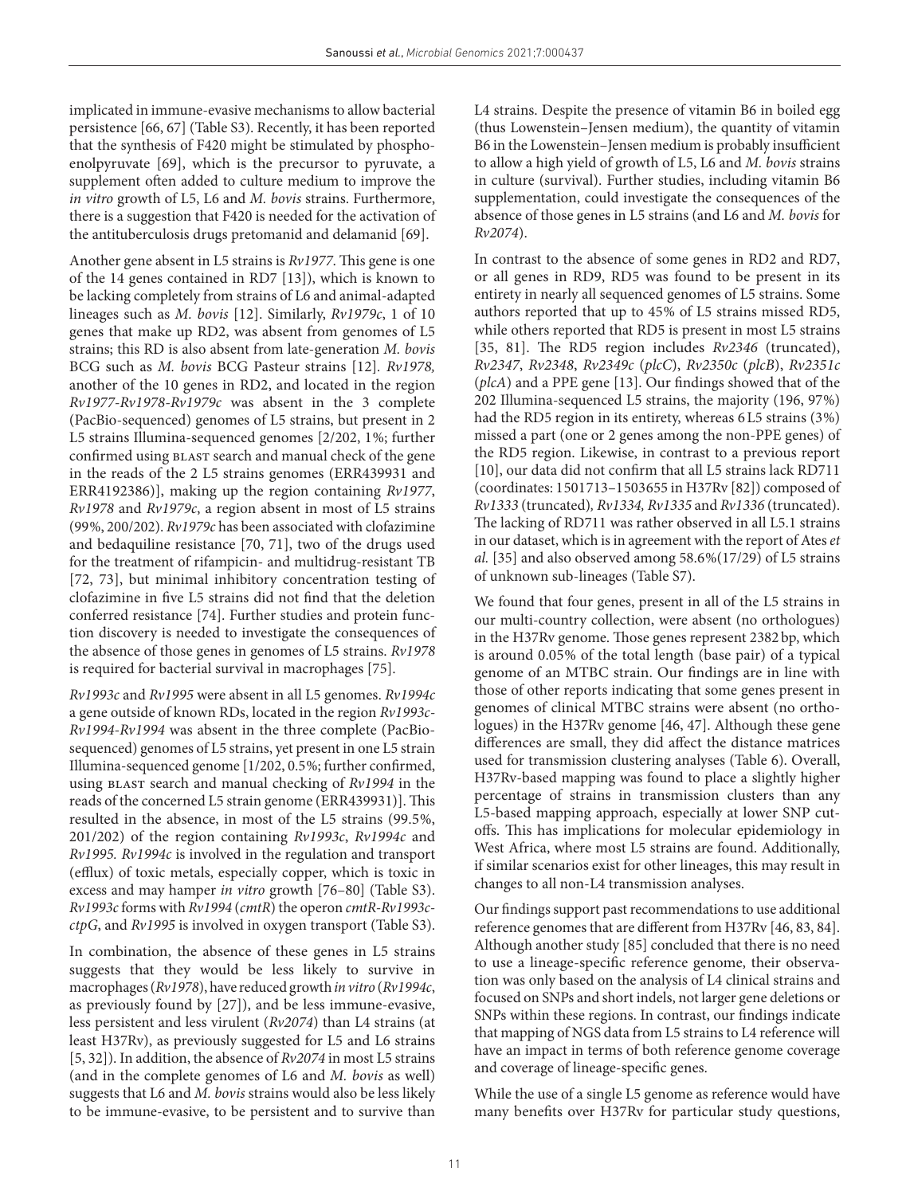implicated in immune-evasive mechanisms to allow bacterial persistence [66, 67] (Table S3). Recently, it has been reported that the synthesis of F420 might be stimulated by phosphoenolpyruvate [69], which is the precursor to pyruvate, a supplement often added to culture medium to improve the *in vitro* growth of L5, L6 and *M. bovis* strains. Furthermore, there is a suggestion that F420 is needed for the activation of the antituberculosis drugs pretomanid and delamanid [69].

Another gene absent in L5 strains is *Rv1977*. This gene is one of the 14 genes contained in RD7 [13]), which is known to be lacking completely from strains of L6 and animal-adapted lineages such as *M. bovis* [12]. Similarly, *Rv1979c*, 1 of 10 genes that make up RD2, was absent from genomes of L5 strains; this RD is also absent from late-generation *M. bovis* BCG such as *M. bovis* BCG Pasteur strains [12]. *Rv1978,* another of the 10 genes in RD2, and located in the region *Rv1977-Rv1978-Rv1979c* was absent in the 3 complete (PacBio-sequenced) genomes of L5 strains, but present in 2 L5 strains Illumina-sequenced genomes [2/202, 1%; further confirmed using BLAST search and manual check of the gene in the reads of the 2 L5 strains genomes (ERR439931 and ERR4192386)], making up the region containing *Rv1977*, *Rv1978* and *Rv1979c*, a region absent in most of L5 strains (99%, 200/202). *Rv1979c* has been associated with clofazimine and bedaquiline resistance [70, 71], two of the drugs used for the treatment of rifampicin- and multidrug-resistant TB [72, 73], but minimal inhibitory concentration testing of clofazimine in five L5 strains did not find that the deletion conferred resistance [74]. Further studies and protein function discovery is needed to investigate the consequences of the absence of those genes in genomes of L5 strains. *Rv1978* is required for bacterial survival in macrophages [75].

*Rv1993c* and *Rv1995* were absent in all L5 genomes. *Rv1994c* a gene outside of known RDs, located in the region *Rv1993c-Rv1994-Rv1994* was absent in the three complete (PacBio-sequenced) genomes of L5 strains, yet present in one L5 strain Illumina-sequenced genome [1/202, 0.5%; further confirmed, using BLAST search and manual checking of *Rv1994* in the reads of the concerned L5 strain genome (ERR439931)]. This resulted in the absence, in most of the L5 strains (99.5%, 201/202) of the region containing *Rv1993c*, *Rv1994c* and *Rv1995. Rv1994c* is involved in the regulation and transport (efflux) of toxic metals, especially copper, which is toxic in excess and may hamper *in vitro* growth [76–80] (Table S3). *Rv1993c* forms with *Rv1994* (*cmtR*) the operon *cmtR-Rv1993c-ctpG*, and *Rv1995* is involved in oxygen transport (Table S3).

In combination, the absence of these genes in L5 strains suggests that they would be less likely to survive in macrophages (*Rv1978*), have reduced growth *in vitro* (*Rv1994c*, as previously found by [27]), and be less immune-evasive, less persistent and less virulent (*Rv2074*) than L4 strains (at least H37Rv), as previously suggested for L5 and L6 strains [5, 32]). In addition, the absence of *Rv2074* in most L5 strains (and in the complete genomes of L6 and *M. bovis* as well) suggests that L6 and *M. bovis* strains would also be less likely to be immune-evasive, to be persistent and to survive than L4 strains. Despite the presence of vitamin B6 in boiled egg (thus Lowenstein–Jensen medium), the quantity of vitamin B6 in the Lowenstein–Jensen medium is probably insufficient to allow a high yield of growth of L5, L6 and *M. bovis* strains in culture (survival). Further studies, including vitamin B6 supplementation, could investigate the consequences of the absence of those genes in L5 strains (and L6 and *M. bovis* for *Rv2074*).

In contrast to the absence of some genes in RD2 and RD7, or all genes in RD9, RD5 was found to be present in its entirety in nearly all sequenced genomes of L5 strains. Some authors reported that up to 45% of L5 strains missed RD5, while others reported that RD5 is present in most L5 strains [35, 81]. The RD5 region includes *Rv2346* (truncated), *Rv2347*, *Rv2348*, *Rv2349c* (*plcC*), *Rv2350c* (*plcB*), *Rv2351c* (*plcA*) and a PPE gene [13]. Our findings showed that of the 202 Illumina-sequenced L5 strains, the majority (196, 97%) had the RD5 region in its entirety, whereas 6 L5 strains (3%) missed a part (one or 2 genes among the non-PPE genes) of the RD5 region. Likewise, in contrast to a previous report [10], our data did not confirm that all L5 strains lack RD711 (coordinates: 1501713–1503655 in H37Rv [82]) composed of *Rv1333* (truncated)*, Rv1334, Rv1335* and *Rv1336* (truncated). The lacking of RD711 was rather observed in all L5.1 strains in our dataset, which is in agreement with the report of Ates *et al.* [35] and also observed among 58.6%(17/29) of L5 strains of unknown sub-lineages (Table S7).

We found that four genes, present in all of the L5 strains in our multi-country collection, were absent (no orthologues) in the H37Rv genome. Those genes represent 2382 bp, which is around 0.05% of the total length (base pair) of a typical genome of an MTBC strain. Our findings are in line with those of other reports indicating that some genes present in genomes of clinical MTBC strains were absent (no orthologues) in the H37Rv genome [46, 47]. Although these gene differences are small, they did affect the distance matrices used for transmission clustering analyses (Table 6). Overall, H37Rv-based mapping was found to place a slightly higher percentage of strains in transmission clusters than any L5-based mapping approach, especially at lower SNP cut-offs. This has implications for molecular epidemiology in West Africa, where most L5 strains are found. Additionally, if similar scenarios exist for other lineages, this may result in changes to all non-L4 transmission analyses.

Our findings support past recommendations to use additional reference genomes that are different from H37Rv [46, 83, 84]. Although another study [85] concluded that there is no need to use a lineage-specific reference genome, their observation was only based on the analysis of L4 clinical strains and focused on SNPs and short indels, not larger gene deletions or SNPs within these regions. In contrast, our findings indicate that mapping of NGS data from L5 strains to L4 reference will have an impact in terms of both reference genome coverage and coverage of lineage-specific genes.

While the use of a single L5 genome as reference would have many benefits over H37Rv for particular study questions,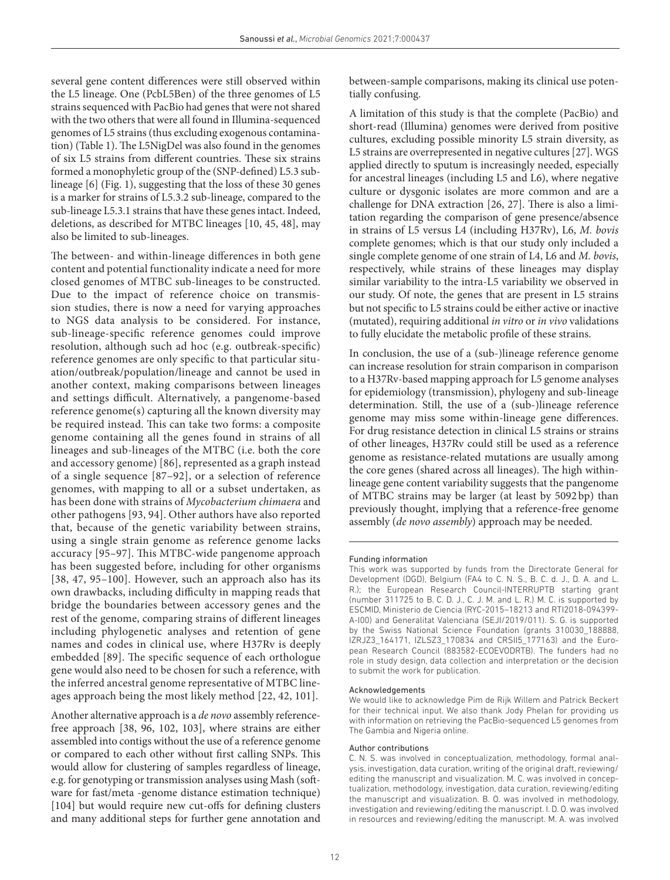several gene content differences were still observed within the L5 lineage. One (PcbL5Ben) of the three genomes of L5 strains sequenced with PacBio had genes that were not shared with the two others that were all found in Illumina-sequenced genomes of L5 strains (thus excluding exogenous contamination) (Table 1). The L5NigDel was also found in the genomes of six L5 strains from different countries. These six strains formed a monophyletic group of the (SNP-defined) L5.3 sub-lineage [6] (Fig. 1), suggesting that the loss of these 30 genes is a marker for strains of L5.3.2 sub-lineage, compared to the sub-lineage L5.3.1 strains that have these genes intact. Indeed, deletions, as described for MTBC lineages [10, 45, 48], may also be limited to sub-lineages.

The between- and within-lineage differences in both gene content and potential functionality indicate a need for more closed genomes of MTBC sub-lineages to be constructed. Due to the impact of reference choice on transmission studies, there is now a need for varying approaches to NGS data analysis to be considered. For instance, sub-lineage-specific reference genomes could improve resolution, although such ad hoc (e.g. outbreak-specific) reference genomes are only specific to that particular situation/outbreak/population/lineage and cannot be used in another context, making comparisons between lineages and settings difficult. Alternatively, a pangenome-based reference genome(s) capturing all the known diversity may be required instead. This can take two forms: a composite genome containing all the genes found in strains of all lineages and sub-lineages of the MTBC (i.e. both the core and accessory genome) [86], represented as a graph instead of a single sequence [87–92], or a selection of reference genomes, with mapping to all or a subset undertaken, as has been done with strains of *Mycobacterium chimaera* and other pathogens [93, 94]. Other authors have also reported that, because of the genetic variability between strains, using a single strain genome as reference genome lacks accuracy [95–97]. This MTBC-wide pangenome approach has been suggested before, including for other organisms [38, 47, 95–100]. However, such an approach also has its own drawbacks, including difficulty in mapping reads that bridge the boundaries between accessory genes and the rest of the genome, comparing strains of different lineages including phylogenetic analyses and retention of gene names and codes in clinical use, where H37Rv is deeply embedded [89]. The specific sequence of each orthologue gene would also need to be chosen for such a reference, with the inferred ancestral genome representative of MTBC lineages approach being the most likely method [22, 42, 101].

Another alternative approach is a *de novo* assembly reference-free approach [38, 96, 102, 103], where strains are either assembled into contigs without the use of a reference genome or compared to each other without first calling SNPs. This would allow for clustering of samples regardless of lineage, e.g. for genotyping or transmission analyses using Mash (software for fast/meta -genome distance estimation technique) [104] but would require new cut-offs for defining clusters and many additional steps for further gene annotation and between-sample comparisons, making its clinical use potentially confusing.

A limitation of this study is that the complete (PacBio) and short-read (Illumina) genomes were derived from positive cultures, excluding possible minority L5 strain diversity, as L5 strains are overrepresented in negative cultures [27]. WGS applied directly to sputum is increasingly needed, especially for ancestral lineages (including L5 and L6), where negative culture or dysgonic isolates are more common and are a challenge for DNA extraction [26, 27]. There is also a limitation regarding the comparison of gene presence/absence in strains of L5 versus L4 (including H37Rv), L6, *M. bovis* complete genomes; which is that our study only included a single complete genome of one strain of L4, L6 and *M. bovis*, respectively, while strains of these lineages may display similar variability to the intra-L5 variability we observed in our study. Of note, the genes that are present in L5 strains but not specific to L5 strains could be either active or inactive (mutated), requiring additional *in vitro* or *in vivo* validations to fully elucidate the metabolic profile of these strains.

In conclusion, the use of a (sub-)lineage reference genome can increase resolution for strain comparison in comparison to a H37Rv-based mapping approach for L5 genome analyses for epidemiology (transmission), phylogeny and sub-lineage determination. Still, the use of a (sub-)lineage reference genome may miss some within-lineage gene differences. For drug resistance detection in clinical L5 strains or strains of other lineages, H37Rv could still be used as a reference genome as resistance-related mutations are usually among the core genes (shared across all lineages). The high within-lineage gene content variability suggests that the pangenome of MTBC strains may be larger (at least by 5092 bp) than previously thought, implying that a reference-free genome assembly (*de novo assembly*) approach may be needed.

#### Funding information

This work was supported by funds from the Directorate General for Development (DGD), Belgium (FA4 to C. N. S., B. C. d. J., D. A. and L. R.); the European Research Council-INTERRUPTB starting grant (number 311725 to B. C. D. J., C. J. M. and L. R.) M. C. is supported by ESCMID, Ministerio de Ciencia (RYC-2015–18213 and RTI2018-094399-A-I00) and Generalitat Valenciana (SEJI/2019/011). S. G. is supported by the Swiss National Science Foundation (grants 310030_188888, IZRJZ3_164171, IZLSZ3_170834 and CRSII5_177163) and the European Research Council (883582-ECOEVODRTB). The funders had no role in study design, data collection and interpretation or the decision to submit the work for publication.

#### Acknowledgements

We would like to acknowledge Pim de Rijk Willem and Patrick Beckert for their technical input. We also thank Jody Phelan for providing us with information on retrieving the PacBio-sequenced L5 genomes from The Gambia and Nigeria online.

#### Author contributions

C. N. S. was involved in conceptualization, methodology, formal analysis, investigation, data curation, writing of the original draft, reviewing/editing the manuscript and visualization. M. C. was involved in conceptualization, methodology, investigation, data curation, reviewing/editing the manuscript and visualization. B. O. was involved in methodology, investigation and reviewing/editing the manuscript. I. D. O. was involved in resources and reviewing/editing the manuscript. M. A. was involved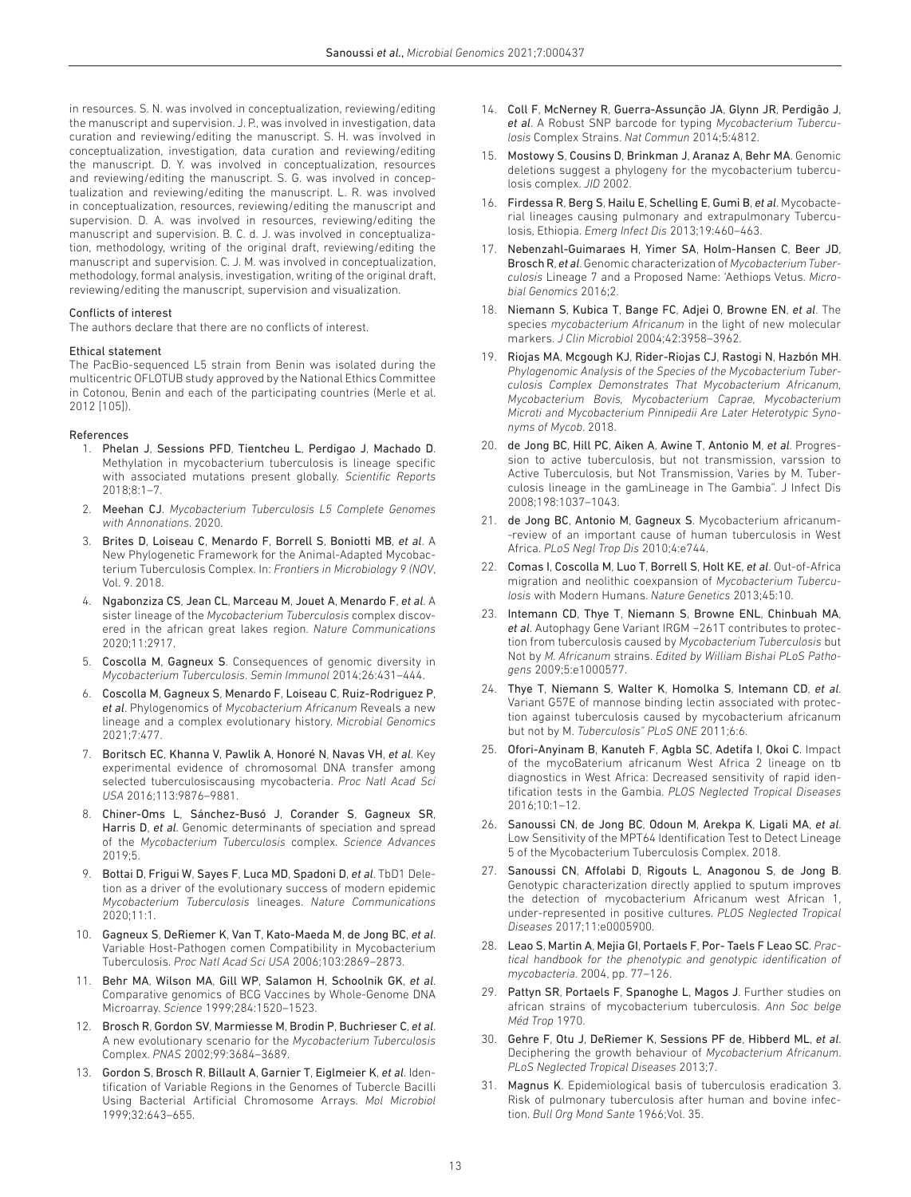in resources. S. N. was involved in conceptualization, reviewing/editing the manuscript and supervision. J. P., was involved in investigation, data curation and reviewing/editing the manuscript. S. H. was involved in conceptualization, investigation, data curation and reviewing/editing the manuscript. D. Y. was involved in conceptualization, resources and reviewing/editing the manuscript. S. G. was involved in conceptualization and reviewing/editing the manuscript. L. R. was involved in conceptualization, resources, reviewing/editing the manuscript and supervision. D. A. was involved in resources, reviewing/editing the manuscript and supervision. B. C. d. J. was involved in conceptualization, methodology, writing of the original draft, reviewing/editing the manuscript and supervision. C. J. M. was involved in conceptualization, methodology, formal analysis, investigation, writing of the original draft, reviewing/editing the manuscript, supervision and visualization.

### Conflicts of interest

The authors declare that there are no conflicts of interest.

### Ethical statement

The PacBio-sequenced L5 strain from Benin was isolated during the multicentric OFLOTUB study approved by the National Ethics Committee in Cotonou, Benin and each of the participating countries (Merle et al. 2012 [105]).

### References

1. Phelan J, Sessions PFD, Tientcheu L, Perdigao J, Machado D. Methylation in mycobacterium tuberculosis is lineage specific with associated mutations present globally. *Scientific Reports* 2018;8:1–7.
2. Meehan CJ. *Mycobacterium Tuberculosis L5 Complete Genomes with Annonations*. 2020.
3. Brites D, Loiseau C, Menardo F, Borrell S, Boniotti MB, *et al*. A New Phylogenetic Framework for the Animal-Adapted Mycobacterium Tuberculosis Complex. In: *Frontiers in Microbiology 9 (NOV*, Vol. 9. 2018.
4. Ngabonziza CS, Jean CL, Marceau M, Jouet A, Menardo F, *et al*. A sister lineage of the *Mycobacterium Tuberculosis* complex discovered in the african great lakes region. *Nature Communications* 2020;11:2917.
5. Coscolla M, Gagneux S. Consequences of genomic diversity in *Mycobacterium Tuberculosis*. *Semin Immunol* 2014;26:431–444.
6. Coscolla M, Gagneux S, Menardo F, Loiseau C, Ruiz-Rodriguez P, *et al*. Phylogenomics of *Mycobacterium Africanum* Reveals a new lineage and a complex evolutionary history. *Microbial Genomics* 2021;7:477.
7. Boritsch EC, Khanna V, Pawlik A, Honoré N, Navas VH, *et al*. Key experimental evidence of chromosomal DNA transfer among selected tuberculosiscausing mycobacteria. *Proc Natl Acad Sci USA* 2016;113:9876–9881.
8. Chiner-Oms L, Sánchez-Busó J, Corander S, Gagneux SR, Harris D, *et al*. Genomic determinants of speciation and spread of the *Mycobacterium Tuberculosis* complex. *Science Advances* 2019;5.
9. Bottai D, Frigui W, Sayes F, Luca MD, Spadoni D, *et al*. TbD1 Deletion as a driver of the evolutionary success of modern epidemic *Mycobacterium Tuberculosis* lineages. *Nature Communications* 2020;11:1.
10. Gagneux S, DeRiemer K, Van T, Kato-Maeda M, de Jong BC, *et al*. Variable Host-Pathogen comen Compatibility in Mycobacterium Tuberculosis. *Proc Natl Acad Sci USA* 2006;103:2869–2873.
11. Behr MA, Wilson MA, Gill WP, Salamon H, Schoolnik GK, *et al*. Comparative genomics of BCG Vaccines by Whole-Genome DNA Microarray. *Science* 1999;284:1520–1523.
12. Brosch R, Gordon SV, Marmiesse M, Brodin P, Buchrieser C, *et al*. A new evolutionary scenario for the *Mycobacterium Tuberculosis* Complex. *PNAS* 2002;99:3684–3689.
13. Gordon S, Brosch R, Billault A, Garnier T, Eiglmeier K, *et al*. Identification of Variable Regions in the Genomes of Tubercle Bacilli Using Bacterial Artificial Chromosome Arrays. *Mol Microbiol* 1999;32:643–655.
14. Coll F, McNerney R, Guerra-Assunção JA, Glynn JR, Perdigão J, *et al*. A Robust SNP barcode for typing *Mycobacterium Tuberculosis* Complex Strains. *Nat Commun* 2014;5:4812.
15. Mostowy S, Cousins D, Brinkman J, Aranaz A, Behr MA. Genomic deletions suggest a phylogeny for the mycobacterium tuberculosis complex. *JID* 2002.
16. Firdessa R, Berg S, Hailu E, Schelling E, Gumi B, *et al*. Mycobacterial lineages causing pulmonary and extrapulmonary Tuberculosis, Ethiopia. *Emerg Infect Dis* 2013;19:460–463.
17. Nebenzahl-Guimaraes H, Yimer SA, Holm-Hansen C, Beer JD, Brosch R, *et al*. Genomic characterization of *Mycobacterium Tuberculosis* Lineage 7 and a Proposed Name: 'Aethiops Vetus. *Microbial Genomics* 2016;2.
18. Niemann S, Kubica T, Bange FC, Adjei O, Browne EN, *et al*. The species *mycobacterium Africanum* in the light of new molecular markers. *J Clin Microbiol* 2004;42:3958–3962.
19. Riojas MA, Mcgough KJ, Rider-Riojas CJ, Rastogi N, Hazbón MH. *Phylogenomic Analysis of the Species of the Mycobacterium Tuberculosis Complex Demonstrates That Mycobacterium Africanum, Mycobacterium Bovis, Mycobacterium Caprae, Mycobacterium Microti and Mycobacterium Pinnipedii Are Later Heterotypic Synonyms of Mycob*. 2018.
20. de Jong BC, Hill PC, Aiken A, Awine T, Antonio M, *et al*. Progression to active tuberculosis, but not transmission, varssion to Active Tuberculosis, but Not Transmission, Varies by M. Tuberculosis lineage in the gamLineage in The Gambia". J Infect Dis 2008;198:1037–1043.
21. de Jong BC, Antonio M, Gagneux S. Mycobacterium africanum--review of an important cause of human tuberculosis in West Africa. *PLoS Negl Trop Dis* 2010;4:e744.
22. Comas I, Coscolla M, Luo T, Borrell S, Holt KE, *et al*. Out-of-Africa migration and neolithic coexpansion of *Mycobacterium Tuberculosis* with Modern Humans. *Nature Genetics* 2013;45:10.
23. Intemann CD, Thye T, Niemann S, Browne ENL, Chinbuah MA, *et al*. Autophagy Gene Variant IRGM −261T contributes to protection from tuberculosis caused by *Mycobacterium Tuberculosis* but Not by *M. Africanum* strains. *Edited by William Bishai PLoS Pathogens* 2009;5:e1000577.
24. Thye T, Niemann S, Walter K, Homolka S, Intemann CD, *et al*. Variant G57E of mannose binding lectin associated with protection against tuberculosis caused by mycobacterium africanum but not by M. *Tuberculosis" PLoS ONE* 2011;6:6.
25. Ofori-Anyinam B, Kanuteh F, Agbla SC, Adetifa I, Okoi C. Impact of the mycoBaterium africanum West Africa 2 lineage on tb diagnostics in West Africa: Decreased sensitivity of rapid identification tests in the Gambia. *PLOS Neglected Tropical Diseases* 2016;10:1–12.
26. Sanoussi CN, de Jong BC, Odoun M, Arekpa K, Ligali MA, *et al*. Low Sensitivity of the MPT64 Identification Test to Detect Lineage 5 of the Mycobacterium Tuberculosis Complex. 2018.
27. Sanoussi CN, Affolabi D, Rigouts L, Anagonou S, de Jong B. Genotypic characterization directly applied to sputum improves the detection of mycobacterium Africanum west African 1, under-represented in positive cultures. *PLOS Neglected Tropical Diseases* 2017;11:e0005900.
28. Leao S, Martin A, Mejia GI, Portaels F, Por- Taels F Leao SC. *Practical handbook for the phenotypic and genotypic identification of mycobacteria*. 2004, pp. 77–126.
29. Pattyn SR, Portaels F, Spanoghe L, Magos J. Further studies on african strains of mycobacterium tuberculosis. *Ann Soc belge Méd Trop* 1970.
30. Gehre F, Otu J, DeRiemer K, Sessions PF de, Hibberd ML, *et al*. Deciphering the growth behaviour of *Mycobacterium Africanum*. *PLoS Neglected Tropical Diseases* 2013;7.
31. Magnus K. Epidemiological basis of tuberculosis eradication 3. Risk of pulmonary tuberculosis after human and bovine infection. *Bull Org Mond Sante* 1966;Vol. 35.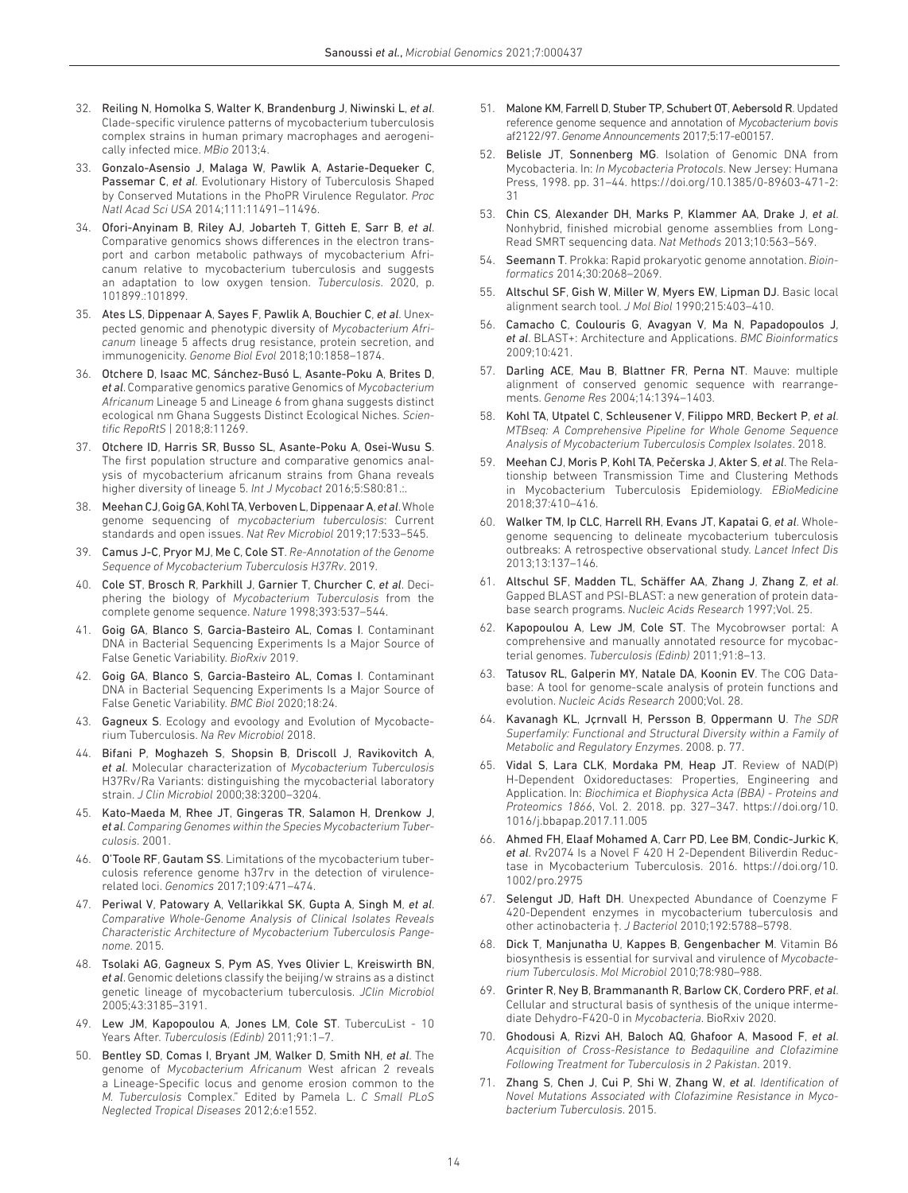32. Reiling N, Homolka S, Walter K, Brandenburg J, Niwinski L, *et al*. Clade-specific virulence patterns of mycobacterium tuberculosis complex strains in human primary macrophages and aerogenically infected mice. *MBio* 2013;4.
33. Gonzalo-Asensio J, Malaga W, Pawlik A, Astarie-Dequeker C, Passemar C, *et al*. Evolutionary History of Tuberculosis Shaped by Conserved Mutations in the PhoPR Virulence Regulator. *Proc Natl Acad Sci USA* 2014;111:11491–11496.
34. Ofori-Anyinam B, Riley AJ, Jobarteh T, Gitteh E, Sarr B, *et al*. Comparative genomics shows differences in the electron transport and carbon metabolic pathways of mycobacterium Africanum relative to mycobacterium tuberculosis and suggests an adaptation to low oxygen tension. *Tuberculosis*. 2020, p. 101899.:101899.
35. Ates LS, Dippenaar A, Sayes F, Pawlik A, Bouchier C, *et al*. Unexpected genomic and phenotypic diversity of *Mycobacterium Africanum* lineage 5 affects drug resistance, protein secretion, and immunogenicity. *Genome Biol Evol* 2018;10:1858–1874.
36. Otchere D, Isaac MC, Sánchez-Busó L, Asante-Poku A, Brites D, *et al*. Comparative genomics parative Genomics of *Mycobacterium Africanum* Lineage 5 and Lineage 6 from ghana suggests distinct ecological nm Ghana Suggests Distinct Ecological Niches. *Scientific RepoRtS* | 2018;8:11269.
37. Otchere ID, Harris SR, Busso SL, Asante-Poku A, Osei-Wusu S. The first population structure and comparative genomics analysis of mycobacterium africanum strains from Ghana reveals higher diversity of lineage 5. *Int J Mycobact* 2016;5:S80:81.:.
38. Meehan CJ, Goig GA, Kohl TA, Verboven L, Dippenaar A, *et al*. Whole genome sequencing of *mycobacterium tuberculosis*: Current standards and open issues. *Nat Rev Microbiol* 2019;17:533–545.
39. Camus J-C, Pryor MJ, Me C, Cole ST. *Re-Annotation of the Genome Sequence of Mycobacterium Tuberculosis H37Rv*. 2019.
40. Cole ST, Brosch R, Parkhill J, Garnier T, Churcher C, *et al*. Deciphering the biology of *Mycobacterium Tuberculosis* from the complete genome sequence. *Nature* 1998;393:537–544.
41. Goig GA, Blanco S, Garcia-Basteiro AL, Comas I. Contaminant DNA in Bacterial Sequencing Experiments Is a Major Source of False Genetic Variability. *BioRxiv* 2019.
42. Goig GA, Blanco S, Garcia-Basteiro AL, Comas I. Contaminant DNA in Bacterial Sequencing Experiments Is a Major Source of False Genetic Variability. *BMC Biol* 2020;18:24.
43. Gagneux S. Ecology and evoology and Evolution of Mycobacterium Tuberculosis. *Na Rev Microbiol* 2018.
44. Bifani P, Moghazeh S, Shopsin B, Driscoll J, Ravikovitch A, *et al*. Molecular characterization of *Mycobacterium Tuberculosis* H37Rv/Ra Variants: distinguishing the mycobacterial laboratory strain. *J Clin Microbiol* 2000;38:3200–3204.
45. Kato-Maeda M, Rhee JT, Gingeras TR, Salamon H, Drenkow J, *et al*. *Comparing Genomes within the Species Mycobacterium Tuberculosis*. 2001.
46. O'Toole RF, Gautam SS. Limitations of the mycobacterium tuberculosis reference genome h37rv in the detection of virulence-related loci. *Genomics* 2017;109:471–474.
47. Periwal V, Patowary A, Vellarikkal SK, Gupta A, Singh M, *et al*. *Comparative Whole-Genome Analysis of Clinical Isolates Reveals Characteristic Architecture of Mycobacterium Tuberculosis Pangenome*. 2015.
48. Tsolaki AG, Gagneux S, Pym AS, Yves Olivier L, Kreiswirth BN, *et al*. Genomic deletions classify the beijing/w strains as a distinct genetic lineage of mycobacterium tuberculosis. *JClin Microbiol* 2005;43:3185–3191.
49. Lew JM, Kapopoulou A, Jones LM, Cole ST. TubercuList - 10 Years After. *Tuberculosis (Edinb)* 2011;91:1–7.
50. Bentley SD, Comas I, Bryant JM, Walker D, Smith NH, *et al*. The genome of *Mycobacterium Africanum* West african 2 reveals a Lineage-Specific locus and genome erosion common to the *M. Tuberculosis* Complex." Edited by Pamela L. *C Small PLoS Neglected Tropical Diseases* 2012;6:e1552.
51. Malone KM, Farrell D, Stuber TP, Schubert OT, Aebersold R. Updated reference genome sequence and annotation of *Mycobacterium bovis* af2122/97. *Genome Announcements* 2017;5:17-e00157.
52. Belisle JT, Sonnenberg MG. Isolation of Genomic DNA from Mycobacteria. In: *In Mycobacteria Protocols*. New Jersey: Humana Press, 1998. pp. 31–44. https://doi.org/10.1385/0-89603-471-2:31
53. Chin CS, Alexander DH, Marks P, Klammer AA, Drake J, *et al*. Nonhybrid, finished microbial genome assemblies from Long-Read SMRT sequencing data. *Nat Methods* 2013;10:563–569.
54. Seemann T. Prokka: Rapid prokaryotic genome annotation. *Bioinformatics* 2014;30:2068–2069.
55. Altschul SF, Gish W, Miller W, Myers EW, Lipman DJ. Basic local alignment search tool. *J Mol Biol* 1990;215:403–410.
56. Camacho C, Coulouris G, Avagyan V, Ma N, Papadopoulos J, *et al*. BLAST+: Architecture and Applications. *BMC Bioinformatics* 2009;10:421.
57. Darling ACE, Mau B, Blattner FR, Perna NT. Mauve: multiple alignment of conserved genomic sequence with rearrangements. *Genome Res* 2004;14:1394–1403.
58. Kohl TA, Utpatel C, Schleusener V, Filippo MRD, Beckert P, *et al*. *MTBseq: A Comprehensive Pipeline for Whole Genome Sequence Analysis of Mycobacterium Tuberculosis Complex Isolates*. 2018.
59. Meehan CJ, Moris P, Kohl TA, Pečerska J, Akter S, *et al*. The Relationship between Transmission Time and Clustering Methods in Mycobacterium Tuberculosis Epidemiology. *EBioMedicine* 2018;37:410–416.
60. Walker TM, Ip CLC, Harrell RH, Evans JT, Kapatai G, *et al*. Whole-genome sequencing to delineate mycobacterium tuberculosis outbreaks: A retrospective observational study. *Lancet Infect Dis* 2013;13:137–146.
61. Altschul SF, Madden TL, Schäffer AA, Zhang J, Zhang Z, *et al*. Gapped BLAST and PSI-BLAST: a new generation of protein database search programs. *Nucleic Acids Research* 1997;Vol. 25.
62. Kapopoulou A, Lew JM, Cole ST. The Mycobrowser portal: A comprehensive and manually annotated resource for mycobacterial genomes. *Tuberculosis (Edinb)* 2011;91:8–13.
63. Tatusov RL, Galperin MY, Natale DA, Koonin EV. The COG Database: A tool for genome-scale analysis of protein functions and evolution. *Nucleic Acids Research* 2000;Vol. 28.
64. Kavanagh KL, Jçrnvall H, Persson B, Oppermann U. *The SDR Superfamily: Functional and Structural Diversity within a Family of Metabolic and Regulatory Enzymes*. 2008. p. 77.
65. Vidal S, Lara CLK, Mordaka PM, Heap JT. Review of NAD(P) H-Dependent Oxidoreductases: Properties, Engineering and Application. In: *Biochimica et Biophysica Acta (BBA) - Proteins and Proteomics 1866*, Vol. 2. 2018. pp. 327–347. https://doi.org/10.1016/j.bbapap.2017.11.005
66. Ahmed FH, Elaaf Mohamed A, Carr PD, Lee BM, Condic-Jurkic K, *et al*. Rv2074 Is a Novel F 420 H 2-Dependent Biliverdin Reductase in Mycobacterium Tuberculosis. 2016. https://doi.org/10.1002/pro.2975
67. Selengut JD, Haft DH. Unexpected Abundance of Coenzyme F 420-Dependent enzymes in mycobacterium tuberculosis and other actinobacteria †. *J Bacteriol* 2010;192:5788–5798.
68. Dick T, Manjunatha U, Kappes B, Gengenbacher M. Vitamin B6 biosynthesis is essential for survival and virulence of *Mycobacterium Tuberculosis*. *Mol Microbiol* 2010;78:980–988.
69. Grinter R, Ney B, Brammananth R, Barlow CK, Cordero PRF, *et al*. Cellular and structural basis of synthesis of the unique intermediate Dehydro-F420-0 in *Mycobacteria*. BioRxiv 2020.
70. Ghodousi A, Rizvi AH, Baloch AQ, Ghafoor A, Masood F, *et al*. *Acquisition of Cross-Resistance to Bedaquiline and Clofazimine Following Treatment for Tuberculosis in 2 Pakistan*. 2019.
71. Zhang S, Chen J, Cui P, Shi W, Zhang W, *et al*. *Identification of Novel Mutations Associated with Clofazimine Resistance in Mycobacterium Tuberculosis*. 2015.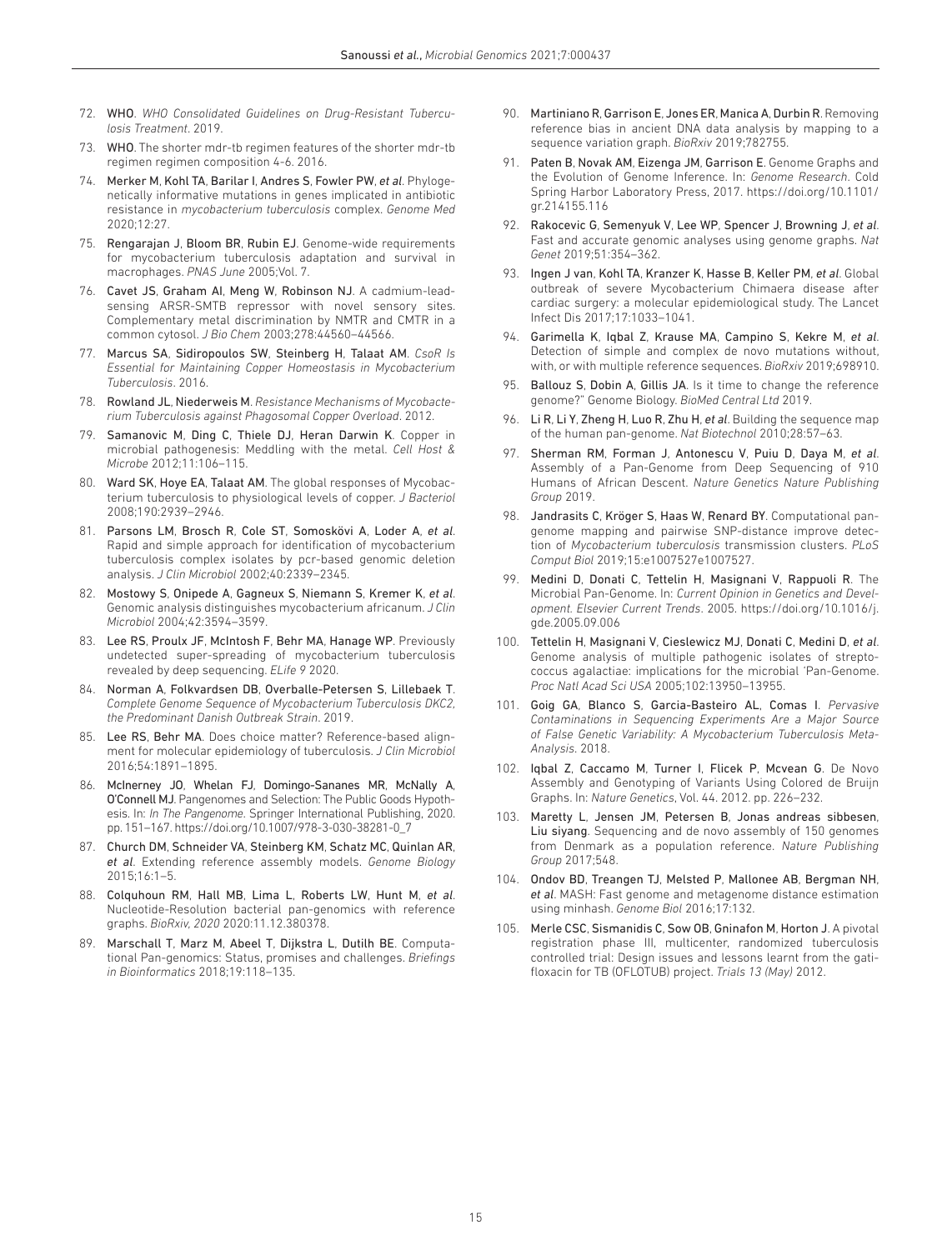72. WHO. *WHO Consolidated Guidelines on Drug-Resistant Tuberculosis Treatment*. 2019.
73. WHO. The shorter mdr-tb regimen features of the shorter mdr-tb regimen regimen composition 4-6. 2016.
74. Merker M, Kohl TA, Barilar I, Andres S, Fowler PW, *et al*. Phylogenetically informative mutations in genes implicated in antibiotic resistance in *mycobacterium tuberculosis* complex. *Genome Med* 2020;12:27.
75. Rengarajan J, Bloom BR, Rubin EJ. Genome-wide requirements for mycobacterium tuberculosis adaptation and survival in macrophages. *PNAS June* 2005;Vol. 7.
76. Cavet JS, Graham AI, Meng W, Robinson NJ. A cadmium-lead-sensing ARSR-SMTB repressor with novel sensory sites. Complementary metal discrimination by NMTR and CMTR in a common cytosol. *J Bio Chem* 2003;278:44560–44566.
77. Marcus SA, Sidiropoulos SW, Steinberg H, Talaat AM. *CsoR Is Essential for Maintaining Copper Homeostasis in Mycobacterium Tuberculosis*. 2016.
78. Rowland JL, Niederweis M. *Resistance Mechanisms of Mycobacterium Tuberculosis against Phagosomal Copper Overload*. 2012.
79. Samanovic M, Ding C, Thiele DJ, Heran Darwin K. Copper in microbial pathogenesis: Meddling with the metal. *Cell Host & Microbe* 2012;11:106–115.
80. Ward SK, Hoye EA, Talaat AM. The global responses of Mycobacterium tuberculosis to physiological levels of copper. *J Bacteriol* 2008;190:2939–2946.
81. Parsons LM, Brosch R, Cole ST, Somoskövi A, Loder A, *et al*. Rapid and simple approach for identification of mycobacterium tuberculosis complex isolates by pcr-based genomic deletion analysis. *J Clin Microbiol* 2002;40:2339–2345.
82. Mostowy S, Onipede A, Gagneux S, Niemann S, Kremer K, *et al*. Genomic analysis distinguishes mycobacterium africanum. *J Clin Microbiol* 2004;42:3594–3599.
83. Lee RS, Proulx JF, McIntosh F, Behr MA, Hanage WP. Previously undetected super-spreading of mycobacterium tuberculosis revealed by deep sequencing. *ELife 9* 2020.
84. Norman A, Folkvardsen DB, Overballe-Petersen S, Lillebaek T. *Complete Genome Sequence of Mycobacterium Tuberculosis DKC2, the Predominant Danish Outbreak Strain*. 2019.
85. Lee RS, Behr MA. Does choice matter? Reference-based alignment for molecular epidemiology of tuberculosis. *J Clin Microbiol* 2016;54:1891–1895.
86. McInerney JO, Whelan FJ, Domingo-Sananes MR, McNally A, O'Connell MJ. Pangenomes and Selection: The Public Goods Hypothesis. In: *In The Pangenome*. Springer International Publishing, 2020. pp. 151–167. https://doi.org/10.1007/978-3-030-38281-0_7
87. Church DM, Schneider VA, Steinberg KM, Schatz MC, Quinlan AR, *et al*. Extending reference assembly models. *Genome Biology* 2015;16:1–5.
88. Colquhoun RM, Hall MB, Lima L, Roberts LW, Hunt M, *et al*. Nucleotide-Resolution bacterial pan-genomics with reference graphs. *BioRxiv, 2020* 2020:11.12.380378.
89. Marschall T, Marz M, Abeel T, Dijkstra L, Dutilh BE. Computational Pan-genomics: Status, promises and challenges. *Briefings in Bioinformatics* 2018;19:118–135.
90. Martiniano R, Garrison E, Jones ER, Manica A, Durbin R. Removing reference bias in ancient DNA data analysis by mapping to a sequence variation graph. *BioRxiv* 2019;782755.
91. Paten B, Novak AM, Eizenga JM, Garrison E. Genome Graphs and the Evolution of Genome Inference. In: *Genome Research*. Cold Spring Harbor Laboratory Press, 2017. https://doi.org/10.1101/gr.214155.116
92. Rakocevic G, Semenyuk V, Lee WP, Spencer J, Browning J, *et al*. Fast and accurate genomic analyses using genome graphs. *Nat Genet* 2019;51:354–362.
93. Ingen J van, Kohl TA, Kranzer K, Hasse B, Keller PM, *et al*. Global outbreak of severe Mycobacterium Chimaera disease after cardiac surgery: a molecular epidemiological study. The Lancet Infect Dis 2017;17:1033–1041.
94. Garimella K, Iqbal Z, Krause MA, Campino S, Kekre M, *et al*. Detection of simple and complex de novo mutations without, with, or with multiple reference sequences. *BioRxiv* 2019;698910.
95. Ballouz S, Dobin A, Gillis JA. Is it time to change the reference genome?" Genome Biology. *BioMed Central Ltd* 2019.
96. Li R, Li Y, Zheng H, Luo R, Zhu H, *et al*. Building the sequence map of the human pan-genome. *Nat Biotechnol* 2010;28:57–63.
97. Sherman RM, Forman J, Antonescu V, Puiu D, Daya M, *et al*. Assembly of a Pan-Genome from Deep Sequencing of 910 Humans of African Descent. *Nature Genetics Nature Publishing Group* 2019.
98. Jandrasits C, Kröger S, Haas W, Renard BY. Computational pan-genome mapping and pairwise SNP-distance improve detection of *Mycobacterium tuberculosis* transmission clusters. *PLoS Comput Biol* 2019;15:e1007527e1007527.
99. Medini D, Donati C, Tettelin H, Masignani V, Rappuoli R. The Microbial Pan-Genome. In: *Current Opinion in Genetics and Development. Elsevier Current Trends*. 2005. https://doi.org/10.1016/j.gde.2005.09.006
100. Tettelin H, Masignani V, Cieslewicz MJ, Donati C, Medini D, *et al*. Genome analysis of multiple pathogenic isolates of streptococcus agalactiae: implications for the microbial 'Pan-Genome. *Proc Natl Acad Sci USA* 2005;102:13950–13955.
101. Goig GA, Blanco S, Garcia-Basteiro AL, Comas I. *Pervasive Contaminations in Sequencing Experiments Are a Major Source of False Genetic Variability: A Mycobacterium Tuberculosis Meta-Analysis*. 2018.
102. Iqbal Z, Caccamo M, Turner I, Flicek P, Mcvean G. De Novo Assembly and Genotyping of Variants Using Colored de Bruijn Graphs. In: *Nature Genetics*, Vol. 44. 2012. pp. 226–232.
103. Maretty L, Jensen JM, Petersen B, Jonas andreas sibbesen, Liu siyang. Sequencing and de novo assembly of 150 genomes from Denmark as a population reference. *Nature Publishing Group* 2017;548.
104. Ondov BD, Treangen TJ, Melsted P, Mallonee AB, Bergman NH, *et al*. MASH: Fast genome and metagenome distance estimation using minhash. *Genome Biol* 2016;17:132.
105. Merle CSC, Sismanidis C, Sow OB, Gninafon M, Horton J. A pivotal registration phase III, multicenter, randomized tuberculosis controlled trial: Design issues and lessons learnt from the gatifloxacin for TB (OFLOTUB) project. *Trials 13 (May)* 2012.